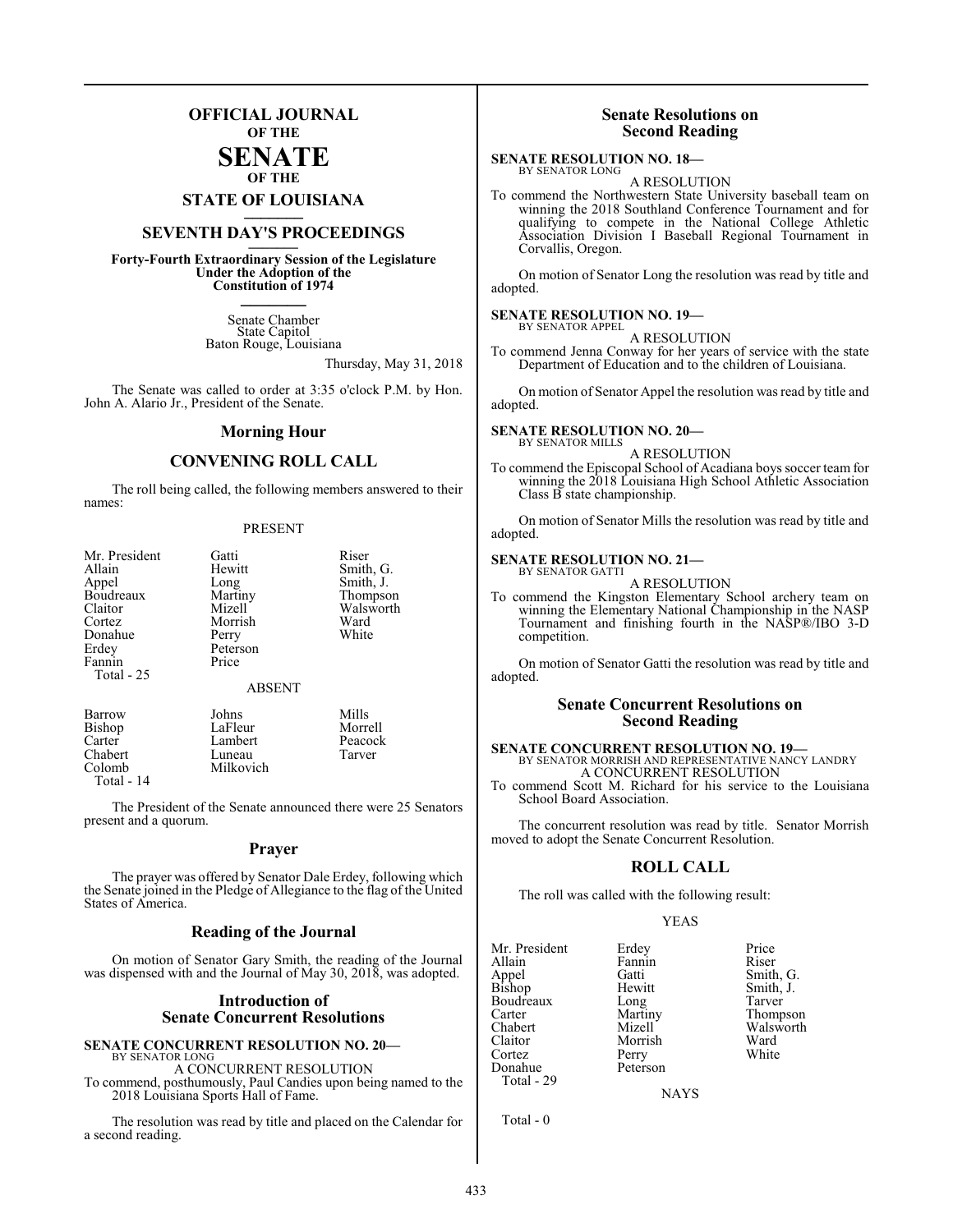# OFFICIAL JOURNAL
## OF THE
# SENATE
## OF THE
## STATE OF LOUISIANA

## SEVENTH DAY'S PROCEEDINGS

**Forty-Fourth Extraordinary Session of the Legislature Under the Adoption of the Constitution of 1974**

Senate Chamber
State Capitol
Baton Rouge, Louisiana

Thursday, May 31, 2018

The Senate was called to order at 3:35 o'clock P.M. by Hon. John A. Alario Jr., President of the Senate.

## Morning Hour

## CONVENING ROLL CALL

The roll being called, the following members answered to their names:

PRESENT

| | | |
|---|---|---|
| Mr. President | Gatti | Riser |
| Allain | Hewitt | Smith, G. |
| Appel | Long | Smith, J. |
| Boudreaux | Martiny | Thompson |
| Claitor | Mizell | Walsworth |
| Cortez | Morrish | Ward |
| Donahue | Perry | White |
| Erdey | Peterson | |
| Fannin | Price | |

Total - 25

ABSENT

| | | |
|---|---|---|
| Barrow | Johns | Mills |
| Bishop | LaFleur | Morrell |
| Carter | Lambert | Peacock |
| Chabert | Luneau | Tarver |
| Colomb | Milkovich | |

Total - 14

The President of the Senate announced there were 25 Senators present and a quorum.

## Prayer

The prayer was offered by Senator Dale Erdey, following which the Senate joined in the Pledge of Allegiance to the flag of the United States of America.

## Reading of the Journal

On motion of Senator Gary Smith, the reading of the Journal was dispensed with and the Journal of May 30, 2018, was adopted.

## Introduction of Senate Concurrent Resolutions

**SENATE CONCURRENT RESOLUTION NO. 20—**
BY SENATOR LONG

A CONCURRENT RESOLUTION

To commend, posthumously, Paul Candies upon being named to the 2018 Louisiana Sports Hall of Fame.

The resolution was read by title and placed on the Calendar for a second reading.

## Senate Resolutions on Second Reading

**SENATE RESOLUTION NO. 18—**
BY SENATOR LONG

A RESOLUTION

To commend the Northwestern State University baseball team on winning the 2018 Southland Conference Tournament and for qualifying to compete in the National College Athletic Association Division I Baseball Regional Tournament in Corvallis, Oregon.

On motion of Senator Long the resolution was read by title and adopted.

**SENATE RESOLUTION NO. 19—**
BY SENATOR APPEL

A RESOLUTION

To commend Jenna Conway for her years of service with the state Department of Education and to the children of Louisiana.

On motion of Senator Appel the resolution was read by title and adopted.

**SENATE RESOLUTION NO. 20—**
BY SENATOR MILLS

A RESOLUTION

To commend the Episcopal School of Acadiana boys soccer team for winning the 2018 Louisiana High School Athletic Association Class B state championship.

On motion of Senator Mills the resolution was read by title and adopted.

**SENATE RESOLUTION NO. 21—**
BY SENATOR GATTI

A RESOLUTION

To commend the Kingston Elementary School archery team on winning the Elementary National Championship in the NASP Tournament and finishing fourth in the NASP®/IBO 3-D competition.

On motion of Senator Gatti the resolution was read by title and adopted.

## Senate Concurrent Resolutions on Second Reading

**SENATE CONCURRENT RESOLUTION NO. 19—**
BY SENATOR MORRISH AND REPRESENTATIVE NANCY LANDRY

A CONCURRENT RESOLUTION

To commend Scott M. Richard for his service to the Louisiana School Board Association.

The concurrent resolution was read by title. Senator Morrish moved to adopt the Senate Concurrent Resolution.

## ROLL CALL

The roll was called with the following result:

YEAS

| | | |
|---|---|---|
| Mr. President | Erdey | Price |
| Allain | Fannin | Riser |
| Appel | Gatti | Smith, G. |
| Bishop | Hewitt | Smith, J. |
| Boudreaux | Long | Tarver |
| Carter | Martiny | Thompson |
| Chabert | Mizell | Walsworth |
| Claitor | Morrish | Ward |
| Cortez | Perry | White |
| Donahue | Peterson | |

Total - 29

NAYS

Total - 0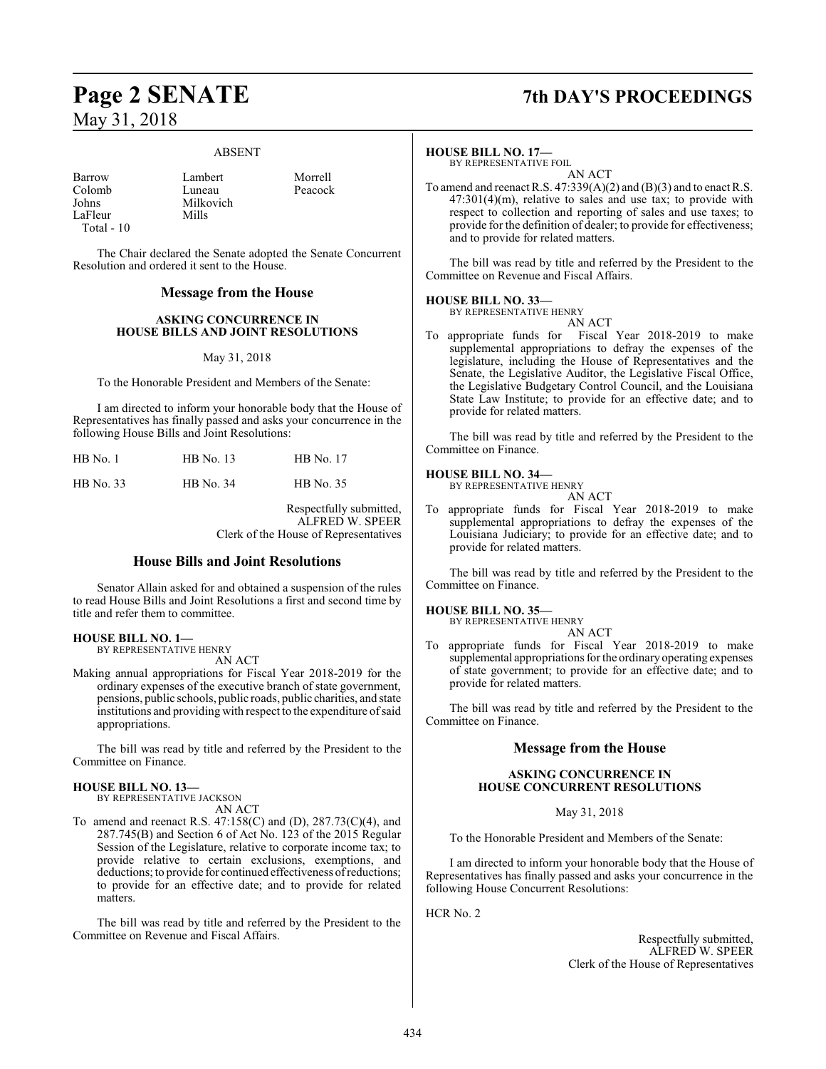## ABSENT

| | | |
|---|---|---|
| Barrow | Lambert | Morrell |
| Colomb | Luneau | Peacock |
| Johns | Milkovich | |
| LaFleur | Mills | |
| Total - 10 | | |

The Chair declared the Senate adopted the Senate Concurrent Resolution and ordered it sent to the House.

## Message from the House

### ASKING CONCURRENCE IN HOUSE BILLS AND JOINT RESOLUTIONS

May 31, 2018

To the Honorable President and Members of the Senate:

I am directed to inform your honorable body that the House of Representatives has finally passed and asks your concurrence in the following House Bills and Joint Resolutions:

| | | |
|---|---|---|
| HB No. 1 | HB No. 13 | HB No. 17 |
| HB No. 33 | HB No. 34 | HB No. 35 |

Respectfully submitted,
ALFRED W. SPEER
Clerk of the House of Representatives

## House Bills and Joint Resolutions

Senator Allain asked for and obtained a suspension of the rules to read House Bills and Joint Resolutions a first and second time by title and refer them to committee.

**HOUSE BILL NO. 1—**
BY REPRESENTATIVE HENRY
AN ACT

Making annual appropriations for Fiscal Year 2018-2019 for the ordinary expenses of the executive branch of state government, pensions, public schools, public roads, public charities, and state institutions and providing with respect to the expenditure of said appropriations.

The bill was read by title and referred by the President to the Committee on Finance.

**HOUSE BILL NO. 13—**
BY REPRESENTATIVE JACKSON
AN ACT

To amend and reenact R.S. 47:158(C) and (D), 287.73(C)(4), and 287.745(B) and Section 6 of Act No. 123 of the 2015 Regular Session of the Legislature, relative to corporate income tax; to provide relative to certain exclusions, exemptions, and deductions; to provide for continued effectiveness of reductions; to provide for an effective date; and to provide for related matters.

The bill was read by title and referred by the President to the Committee on Revenue and Fiscal Affairs.

**HOUSE BILL NO. 17—**
BY REPRESENTATIVE FOIL
AN ACT

To amend and reenact R.S. 47:339(A)(2) and (B)(3) and to enact R.S. 47:301(4)(m), relative to sales and use tax; to provide with respect to collection and reporting of sales and use taxes; to provide for the definition of dealer; to provide for effectiveness; and to provide for related matters.

The bill was read by title and referred by the President to the Committee on Revenue and Fiscal Affairs.

**HOUSE BILL NO. 33—**
BY REPRESENTATIVE HENRY
AN ACT

To appropriate funds for Fiscal Year 2018-2019 to make supplemental appropriations to defray the expenses of the legislature, including the House of Representatives and the Senate, the Legislative Auditor, the Legislative Fiscal Office, the Legislative Budgetary Control Council, and the Louisiana State Law Institute; to provide for an effective date; and to provide for related matters.

The bill was read by title and referred by the President to the Committee on Finance.

**HOUSE BILL NO. 34—**
BY REPRESENTATIVE HENRY
AN ACT

To appropriate funds for Fiscal Year 2018-2019 to make supplemental appropriations to defray the expenses of the Louisiana Judiciary; to provide for an effective date; and to provide for related matters.

The bill was read by title and referred by the President to the Committee on Finance.

**HOUSE BILL NO. 35—**
BY REPRESENTATIVE HENRY
AN ACT

To appropriate funds for Fiscal Year 2018-2019 to make supplemental appropriations for the ordinary operating expenses of state government; to provide for an effective date; and to provide for related matters.

The bill was read by title and referred by the President to the Committee on Finance.

## Message from the House

### ASKING CONCURRENCE IN HOUSE CONCURRENT RESOLUTIONS

May 31, 2018

To the Honorable President and Members of the Senate:

I am directed to inform your honorable body that the House of Representatives has finally passed and asks your concurrence in the following House Concurrent Resolutions:

HCR No. 2

Respectfully submitted,
ALFRED W. SPEER
Clerk of the House of Representatives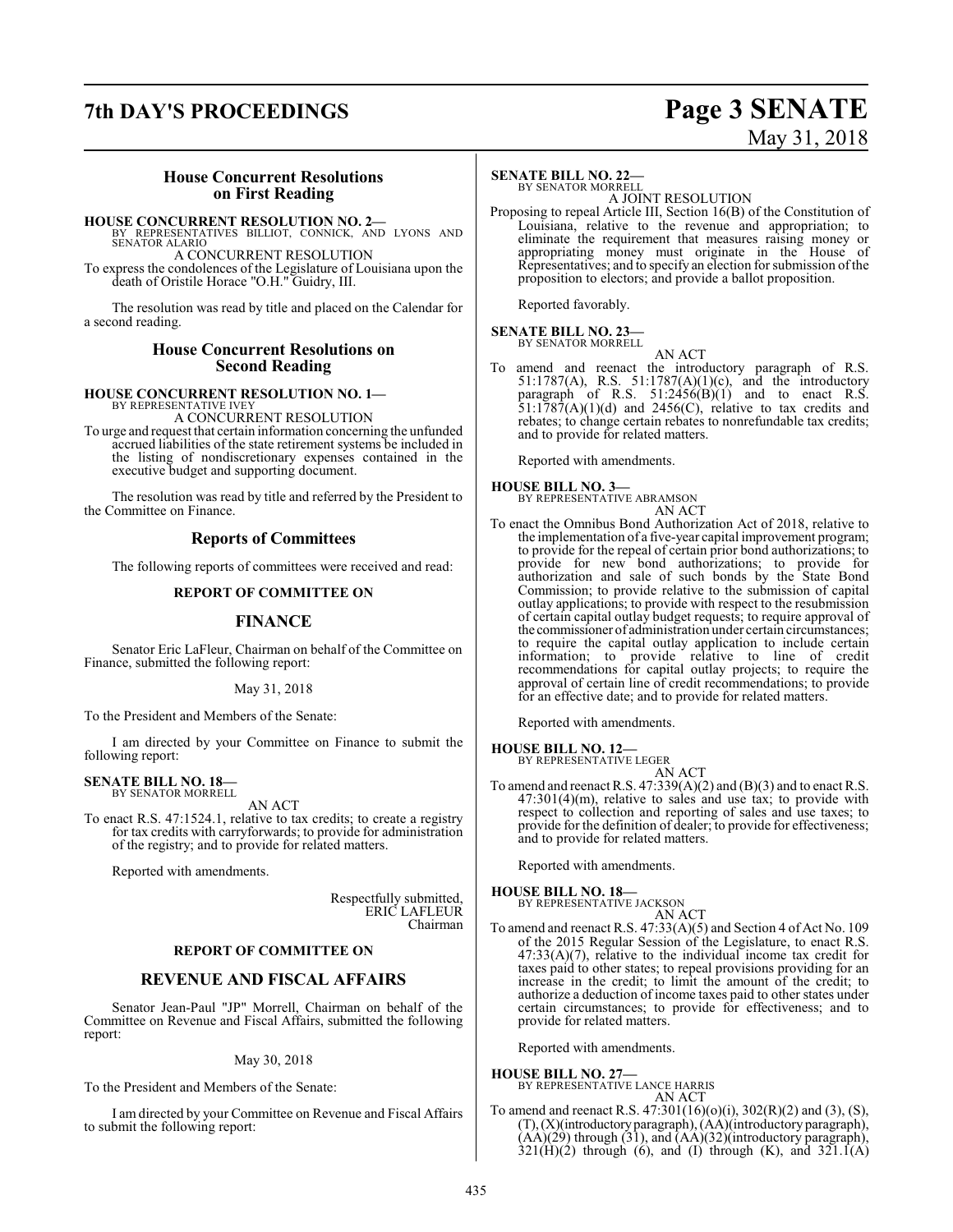## House Concurrent Resolutions on First Reading

**HOUSE CONCURRENT RESOLUTION NO. 2—**
BY REPRESENTATIVES BILLIOT, CONNICK, AND LYONS AND SENATOR ALARIO

A CONCURRENT RESOLUTION

To express the condolences of the Legislature of Louisiana upon the death of Oristile Horace "O.H." Guidry, III.

The resolution was read by title and placed on the Calendar for a second reading.

## House Concurrent Resolutions on Second Reading

**HOUSE CONCURRENT RESOLUTION NO. 1—**
BY REPRESENTATIVE IVEY

A CONCURRENT RESOLUTION

To urge and request that certain information concerning the unfunded accrued liabilities of the state retirement systems be included in the listing of nondiscretionary expenses contained in the executive budget and supporting document.

The resolution was read by title and referred by the President to the Committee on Finance.

## Reports of Committees

The following reports of committees were received and read:

### REPORT OF COMMITTEE ON

### FINANCE

Senator Eric LaFleur, Chairman on behalf of the Committee on Finance, submitted the following report:

May 31, 2018

To the President and Members of the Senate:

I am directed by your Committee on Finance to submit the following report:

**SENATE BILL NO. 18—**
BY SENATOR MORRELL

AN ACT

To enact R.S. 47:1524.1, relative to tax credits; to create a registry for tax credits with carryforwards; to provide for administration of the registry; and to provide for related matters.

Reported with amendments.

Respectfully submitted,
ERIC LAFLEUR
Chairman

### REPORT OF COMMITTEE ON

### REVENUE AND FISCAL AFFAIRS

Senator Jean-Paul "JP" Morrell, Chairman on behalf of the Committee on Revenue and Fiscal Affairs, submitted the following report:

May 30, 2018

To the President and Members of the Senate:

I am directed by your Committee on Revenue and Fiscal Affairs to submit the following report:

**SENATE BILL NO. 22—**
BY SENATOR MORRELL

A JOINT RESOLUTION

Proposing to repeal Article III, Section 16(B) of the Constitution of Louisiana, relative to the revenue and appropriation; to eliminate the requirement that measures raising money or appropriating money must originate in the House of Representatives; and to specify an election for submission of the proposition to electors; and provide a ballot proposition.

Reported favorably.

**SENATE BILL NO. 23—**
BY SENATOR MORRELL

AN ACT

To amend and reenact the introductory paragraph of R.S. 51:1787(A), R.S. 51:1787(A)(1)(c), and the introductory paragraph of R.S. 51:2456(B)(1) and to enact R.S. 51:1787(A)(1)(d) and 2456(C), relative to tax credits and rebates; to change certain rebates to nonrefundable tax credits; and to provide for related matters.

Reported with amendments.

**HOUSE BILL NO. 3—**
BY REPRESENTATIVE ABRAMSON

AN ACT

To enact the Omnibus Bond Authorization Act of 2018, relative to the implementation of a five-year capital improvement program; to provide for the repeal of certain prior bond authorizations; to provide for new bond authorizations; to provide for authorization and sale of such bonds by the State Bond Commission; to provide relative to the submission of capital outlay applications; to provide with respect to the resubmission of certain capital outlay budget requests; to require approval of the commissioner of administration under certain circumstances; to require the capital outlay application to include certain information; to provide relative to line of credit recommendations for capital outlay projects; to require the approval of certain line of credit recommendations; to provide for an effective date; and to provide for related matters.

Reported with amendments.

**HOUSE BILL NO. 12—**
BY REPRESENTATIVE LEGER

AN ACT

To amend and reenact R.S. 47:339(A)(2) and (B)(3) and to enact R.S. 47:301(4)(m), relative to sales and use tax; to provide with respect to collection and reporting of sales and use taxes; to provide for the definition of dealer; to provide for effectiveness; and to provide for related matters.

Reported with amendments.

**HOUSE BILL NO. 18—**
BY REPRESENTATIVE JACKSON

AN ACT

To amend and reenact R.S. 47:33(A)(5) and Section 4 of Act No. 109 of the 2015 Regular Session of the Legislature, to enact R.S. 47:33(A)(7), relative to the individual income tax credit for taxes paid to other states; to repeal provisions providing for an increase in the credit; to limit the amount of the credit; to authorize a deduction of income taxes paid to other states under certain circumstances; to provide for effectiveness; and to provide for related matters.

Reported with amendments.

**HOUSE BILL NO. 27—**
BY REPRESENTATIVE LANCE HARRIS

AN ACT

To amend and reenact R.S. 47:301(16)(o)(i), 302(R)(2) and (3), (S), (T), (X)(introductory paragraph), (AA)(introductory paragraph), (AA)(29) through (31), and (AA)(32)(introductory paragraph), 321(H)(2) through (6), and (I) through (K), and 321.1(A)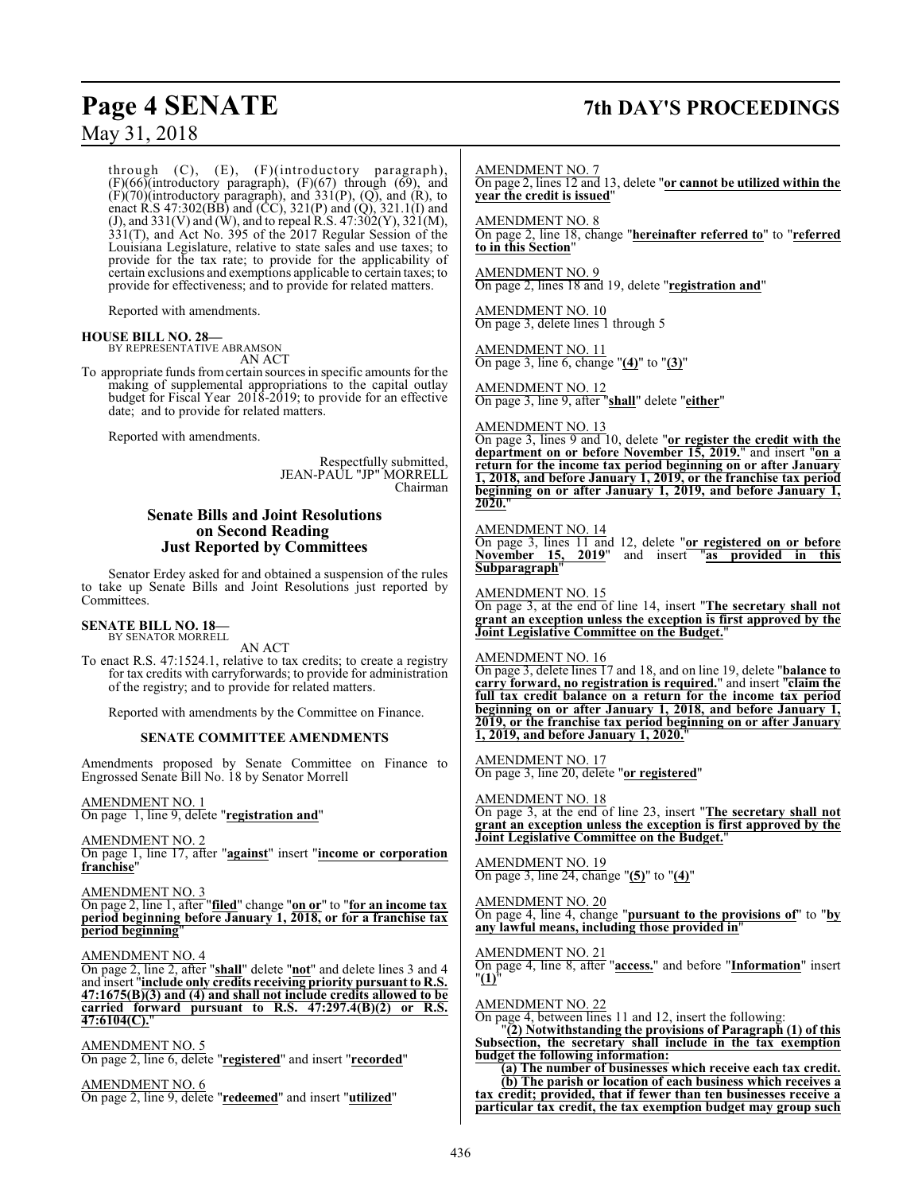through (C), (E), (F)(introductory paragraph), (F)(66)(introductory paragraph), (F)(67) through (69), and (F)(70)(introductory paragraph), and 331(P), (Q), and (R), to enact R.S 47:302(BB) and (CC), 321(P) and (Q), 321.1(I) and (J), and 331(V) and (W), and to repeal R.S. 47:302(Y), 321(M), 331(T), and Act No. 395 of the 2017 Regular Session of the Louisiana Legislature, relative to state sales and use taxes; to provide for the tax rate; to provide for the applicability of certain exclusions and exemptions applicable to certain taxes; to provide for effectiveness; and to provide for related matters.

Reported with amendments.

**HOUSE BILL NO. 28—**
BY REPRESENTATIVE ABRAMSON
AN ACT

To appropriate funds from certain sources in specific amounts for the making of supplemental appropriations to the capital outlay budget for Fiscal Year 2018-2019; to provide for an effective date; and to provide for related matters.

Reported with amendments.

Respectfully submitted,
JEAN-PAUL "JP" MORRELL
Chairman

## Senate Bills and Joint Resolutions on Second Reading Just Reported by Committees

Senator Erdey asked for and obtained a suspension of the rules to take up Senate Bills and Joint Resolutions just reported by Committees.

**SENATE BILL NO. 18—**
BY SENATOR MORRELL
AN ACT

To enact R.S. 47:1524.1, relative to tax credits; to create a registry for tax credits with carryforwards; to provide for administration of the registry; and to provide for related matters.

Reported with amendments by the Committee on Finance.

### SENATE COMMITTEE AMENDMENTS

Amendments proposed by Senate Committee on Finance to Engrossed Senate Bill No. 18 by Senator Morrell

AMENDMENT NO. 1
On page 1, line 9, delete "**registration and**"

AMENDMENT NO. 2
On page 1, line 17, after "**against**" insert "**income or corporation franchise**"

AMENDMENT NO. 3
On page 2, line 1, after "**filed**" change "**on or**" to "**for an income tax period beginning before January 1, 2018, or for a franchise tax period beginning**"

AMENDMENT NO. 4
On page 2, line 2, after "**shall**" delete "**not**" and delete lines 3 and 4 and insert "**include only credits receiving priority pursuant to R.S. 47:1675(B)(3) and (4) and shall not include credits allowed to be carried forward pursuant to R.S. 47:297.4(B)(2) or R.S. 47:6104(C).**"

AMENDMENT NO. 5
On page 2, line 6, delete "**registered**" and insert "**recorded**"

AMENDMENT NO. 6
On page 2, line 9, delete "**redeemed**" and insert "**utilized**"

AMENDMENT NO. 7
On page 2, lines 12 and 13, delete "**or cannot be utilized within the year the credit is issued**"

AMENDMENT NO. 8
On page 2, line 18, change "**hereinafter referred to**" to "**referred to in this Section**"

AMENDMENT NO. 9
On page 2, lines 18 and 19, delete "**registration and**"

AMENDMENT NO. 10
On page 3, delete lines 1 through 5

AMENDMENT NO. 11
On page 3, line 6, change "**(4)**" to "**(3)**"

AMENDMENT NO. 12
On page 3, line 9, after "**shall**" delete "**either**"

AMENDMENT NO. 13
On page 3, lines 9 and 10, delete "**or register the credit with the department on or before November 15, 2019.**" and insert "**on a return for the income tax period beginning on or after January 1, 2018, and before January 1, 2019, or the franchise tax period beginning on or after January 1, 2019, and before January 1, 2020.**"

AMENDMENT NO. 14
On page 3, lines 11 and 12, delete "**or registered on or before November 15, 2019**" and insert "**as provided in this Subparagraph**"

AMENDMENT NO. 15
On page 3, at the end of line 14, insert "**The secretary shall not grant an exception unless the exception is first approved by the Joint Legislative Committee on the Budget.**"

AMENDMENT NO. 16
On page 3, delete lines 17 and 18, and on line 19, delete "**balance to carry forward, no registration is required.**" and insert "**claim the full tax credit balance on a return for the income tax period beginning on or after January 1, 2018, and before January 1, 2019, or the franchise tax period beginning on or after January 1, 2019, and before January 1, 2020.**"

AMENDMENT NO. 17
On page 3, line 20, delete "**or registered**"

AMENDMENT NO. 18
On page 3, at the end of line 23, insert "**The secretary shall not grant an exception unless the exception is first approved by the Joint Legislative Committee on the Budget.**"

AMENDMENT NO. 19
On page 3, line 24, change "**(5)**" to "**(4)**"

AMENDMENT NO. 20
On page 4, line 4, change "**pursuant to the provisions of**" to "**by any lawful means, including those provided in**"

AMENDMENT NO. 21
On page 4, line 8, after "**access.**" and before "**Information**" insert "**(1)**"

AMENDMENT NO. 22
On page 4, between lines 11 and 12, insert the following:

"**(2) Notwithstanding the provisions of Paragraph (1) of this Subsection, the secretary shall include in the tax exemption budget the following information:**

**(a) The number of businesses which receive each tax credit.**

**(b) The parish or location of each business which receives a tax credit; provided, that if fewer than ten businesses receive a particular tax credit, the tax exemption budget may group such**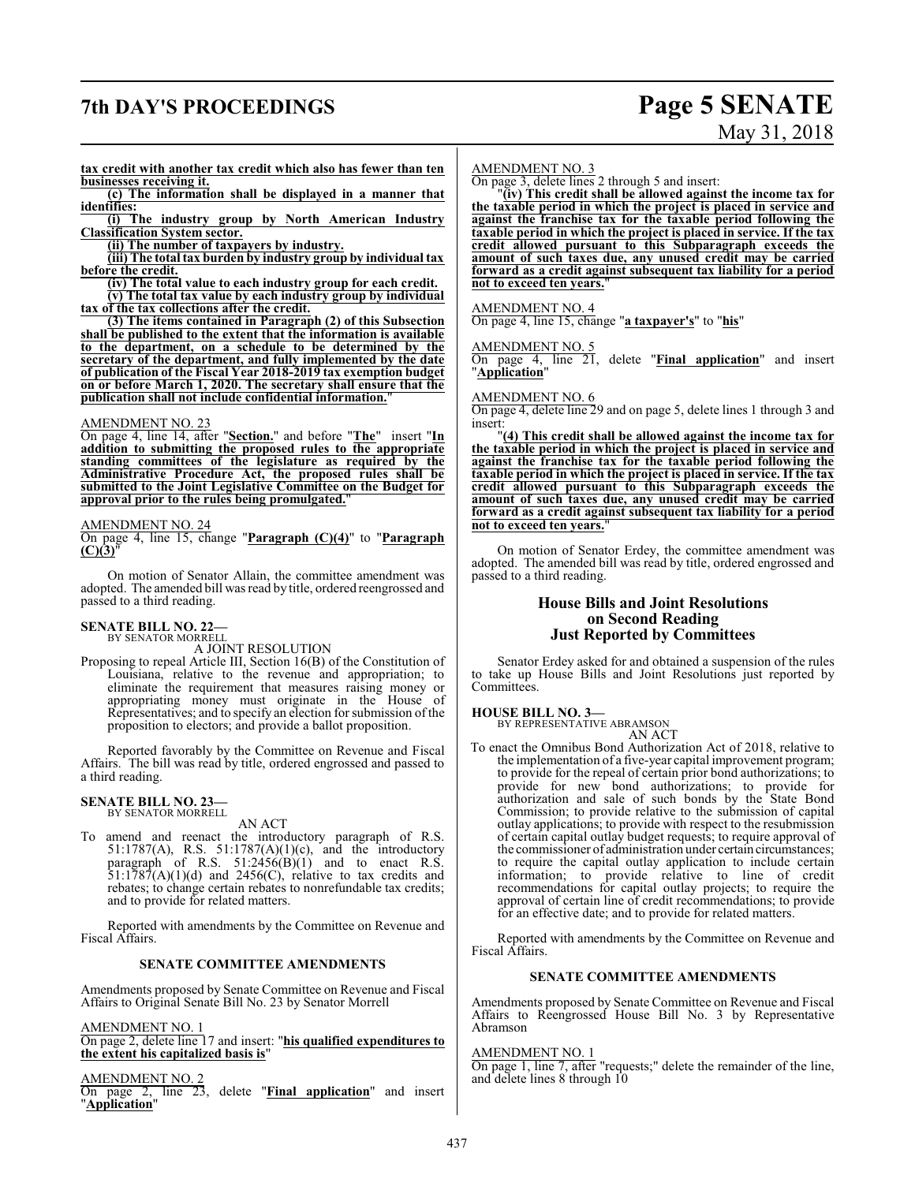**tax credit with another tax credit which also has fewer than ten businesses receiving it.**

**(c) The information shall be displayed in a manner that identifies:**

**(i) The industry group by North American Industry Classification System sector.**

**(ii) The number of taxpayers by industry.**

**(iii) The total tax burden by industry group by individual tax before the credit.**

**(iv) The total value to each industry group for each credit.**

**(v) The total tax value by each industry group by individual tax of the tax collections after the credit.**

**(3) The items contained in Paragraph (2) of this Subsection shall be published to the extent that the information is available to the department, on a schedule to be determined by the secretary of the department, and fully implemented by the date of publication of the Fiscal Year 2018-2019 tax exemption budget on or before March 1, 2020. The secretary shall ensure that the publication shall not include confidential information.**"

AMENDMENT NO. 23

On page 4, line 14, after "**Section.**" and before "**The**" insert "**In addition to submitting the proposed rules to the appropriate standing committees of the legislature as required by the Administrative Procedure Act, the proposed rules shall be submitted to the Joint Legislative Committee on the Budget for approval prior to the rules being promulgated.**"

AMENDMENT NO. 24

On page 4, line 15, change "**Paragraph (C)(4)**" to "**Paragraph (C)(3)**"

On motion of Senator Allain, the committee amendment was adopted. The amended bill was read by title, ordered reengrossed and passed to a third reading.

**SENATE BILL NO. 22—**
BY SENATOR MORRELL

A JOINT RESOLUTION

Proposing to repeal Article III, Section 16(B) of the Constitution of Louisiana, relative to the revenue and appropriation; to eliminate the requirement that measures raising money or appropriating money must originate in the House of Representatives; and to specify an election for submission of the proposition to electors; and provide a ballot proposition.

Reported favorably by the Committee on Revenue and Fiscal Affairs. The bill was read by title, ordered engrossed and passed to a third reading.

**SENATE BILL NO. 23—**
BY SENATOR MORRELL

AN ACT

To amend and reenact the introductory paragraph of R.S. 51:1787(A), R.S. 51:1787(A)(1)(c), and the introductory paragraph of R.S. 51:2456(B)(1) and to enact R.S. 51:1787(A)(1)(d) and 2456(C), relative to tax credits and rebates; to change certain rebates to nonrefundable tax credits; and to provide for related matters.

Reported with amendments by the Committee on Revenue and Fiscal Affairs.

**SENATE COMMITTEE AMENDMENTS**

Amendments proposed by Senate Committee on Revenue and Fiscal Affairs to Original Senate Bill No. 23 by Senator Morrell

AMENDMENT NO. 1

On page 2, delete line 17 and insert: "**his qualified expenditures to the extent his capitalized basis is**"

AMENDMENT NO. 2

On page 2, line 23, delete "**Final application**" and insert "**Application**"

AMENDMENT NO. 3

On page 3, delete lines 2 through 5 and insert:

"**(iv) This credit shall be allowed against the income tax for the taxable period in which the project is placed in service and against the franchise tax for the taxable period following the taxable period in which the project is placed in service. If the tax credit allowed pursuant to this Subparagraph exceeds the amount of such taxes due, any unused credit may be carried forward as a credit against subsequent tax liability for a period not to exceed ten years.**"

AMENDMENT NO. 4

On page 4, line 15, change "**a taxpayer's**" to "**his**"

AMENDMENT NO. 5

On page 4, line 21, delete "**Final application**" and insert "**Application**"

AMENDMENT NO. 6

On page 4, delete line 29 and on page 5, delete lines 1 through 3 and insert:

"**(4) This credit shall be allowed against the income tax for the taxable period in which the project is placed in service and against the franchise tax for the taxable period following the taxable period in which the project is placed in service. If the tax credit allowed pursuant to this Subparagraph exceeds the amount of such taxes due, any unused credit may be carried forward as a credit against subsequent tax liability for a period not to exceed ten years.**"

On motion of Senator Erdey, the committee amendment was adopted. The amended bill was read by title, ordered engrossed and passed to a third reading.

## House Bills and Joint Resolutions on Second Reading Just Reported by Committees

Senator Erdey asked for and obtained a suspension of the rules to take up House Bills and Joint Resolutions just reported by Committees.

**HOUSE BILL NO. 3—**
BY REPRESENTATIVE ABRAMSON

AN ACT

To enact the Omnibus Bond Authorization Act of 2018, relative to the implementation of a five-year capital improvement program; to provide for the repeal of certain prior bond authorizations; to provide for new bond authorizations; to provide for authorization and sale of such bonds by the State Bond Commission; to provide relative to the submission of capital outlay applications; to provide with respect to the resubmission of certain capital outlay budget requests; to require approval of the commissioner of administration under certain circumstances; to require the capital outlay application to include certain information; to provide relative to line of credit recommendations for capital outlay projects; to require the approval of certain line of credit recommendations; to provide for an effective date; and to provide for related matters.

Reported with amendments by the Committee on Revenue and Fiscal Affairs.

**SENATE COMMITTEE AMENDMENTS**

Amendments proposed by Senate Committee on Revenue and Fiscal Affairs to Reengrossed House Bill No. 3 by Representative Abramson

AMENDMENT NO. 1

On page 1, line 7, after "requests;" delete the remainder of the line, and delete lines 8 through 10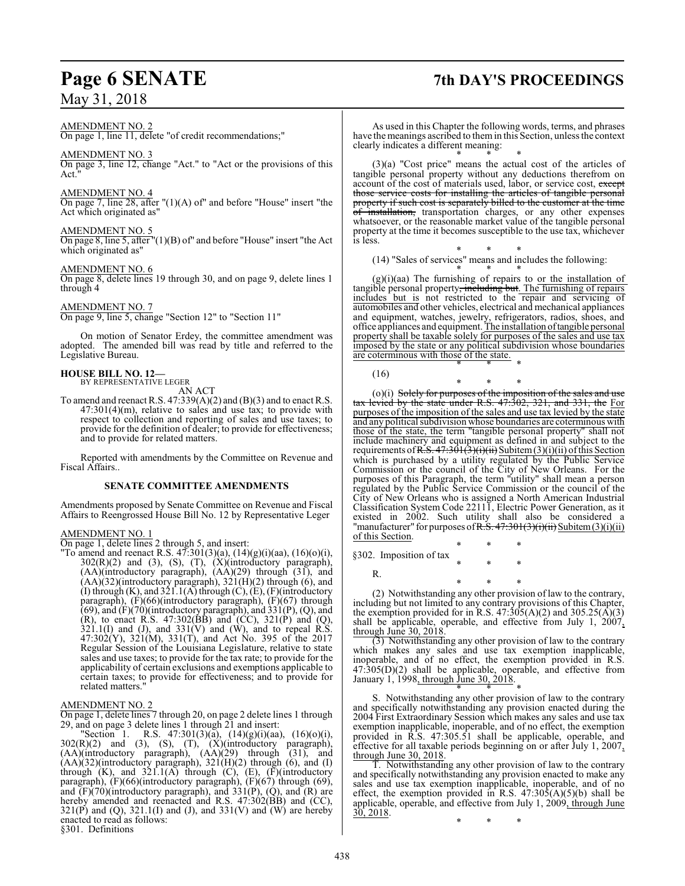AMENDMENT NO. 2

On page 1, line 11, delete "of credit recommendations;"

AMENDMENT NO. 3

On page 3, line 12, change "Act." to "Act or the provisions of this Act."

AMENDMENT NO. 4

On page 7, line 28, after "(1)(A) of" and before "House" insert "the Act which originated as"

AMENDMENT NO. 5

On page 8, line 5, after "(1)(B) of" and before "House" insert "the Act which originated as"

AMENDMENT NO. 6

On page 8, delete lines 19 through 30, and on page 9, delete lines 1 through 4

AMENDMENT NO. 7

On page 9, line 5, change "Section 12" to "Section 11"

On motion of Senator Erdey, the committee amendment was adopted. The amended bill was read by title and referred to the Legislative Bureau.

**HOUSE BILL NO. 12—**
BY REPRESENTATIVE LEGER

AN ACT

To amend and reenact R.S. 47:339(A)(2) and (B)(3) and to enact R.S. 47:301(4)(m), relative to sales and use tax; to provide with respect to collection and reporting of sales and use taxes; to provide for the definition of dealer; to provide for effectiveness; and to provide for related matters.

Reported with amendments by the Committee on Revenue and Fiscal Affairs..

**SENATE COMMITTEE AMENDMENTS**

Amendments proposed by Senate Committee on Revenue and Fiscal Affairs to Reengrossed House Bill No. 12 by Representative Leger

AMENDMENT NO. 1

On page 1, delete lines 2 through 5, and insert:

"To amend and reenact R.S. 47:301(3)(a), (14)(g)(i)(aa), (16)(o)(i), 302(R)(2) and (3), (S), (T), (X)(introductory paragraph), (AA)(introductory paragraph), (AA)(29) through (31), and (AA)(32)(introductory paragraph), 321(H)(2) through (6), and (I) through (K), and 321.1(A) through (C), (E), (F)(introductory paragraph), (F)(66)(introductory paragraph), (F)(67) through (69), and (F)(70)(introductory paragraph), and 331(P), (Q), and (R), to enact R.S. 47:302(BB) and (CC), 321(P) and (Q), 321.1(I) and (J), and 331(V) and (W), and to repeal R.S. 47:302(Y), 321(M), 331(T), and Act No. 395 of the 2017 Regular Session of the Louisiana Legislature, relative to state sales and use taxes; to provide for the tax rate; to provide for the applicability of certain exclusions and exemptions applicable to certain taxes; to provide for effectiveness; and to provide for related matters."

AMENDMENT NO. 2

On page 1, delete lines 7 through 20, on page 2 delete lines 1 through 29, and on page 3 delete lines 1 through 21 and insert:

"Section 1. R.S. 47:301(3)(a), (14)(g)(i)(aa), (16)(o)(i), 302(R)(2) and (3), (S), (T), (X)(introductory paragraph), (AA)(introductory paragraph), (AA)(29) through (31), and (AA)(32)(introductory paragraph), 321(H)(2) through (6), and (I) through (K), and 321.1(A) through (C), (E), (F)(introductory paragraph), (F)(66)(introductory paragraph), (F)(67) through (69), and (F)(70)(introductory paragraph), and 331(P), (Q), and (R) are hereby amended and reenacted and R.S. 47:302(BB) and (CC), 321(P) and (Q), 321.1(I) and (J), and 331(V) and (W) are hereby enacted to read as follows:

§301. Definitions

As used in this Chapter the following words, terms, and phrases have the meanings ascribed to them in this Section, unless the context clearly indicates a different meaning:

\* \* \*

(3)(a) "Cost price" means the actual cost of the articles of tangible personal property without any deductions therefrom on account of the cost of materials used, labor, or service cost, ~~except those service costs for installing the articles of tangible personal property if such cost is separately billed to the customer at the time of installation,~~ transportation charges, or any other expenses whatsoever, or the reasonable market value of the tangible personal property at the time it becomes susceptible to the use tax, whichever is less.

\* \* \*

(14) "Sales of services" means and includes the following:

\* \* \*

(g)(i)(aa) The furnishing of repairs to <u>or the installation of</u> tangible personal property~~, including but~~. <u>The furnishing of repairs includes but is</u> not restricted to the repair and servicing of automobiles and other vehicles, electrical and mechanical appliances and equipment, watches, jewelry, refrigerators, radios, shoes, and office appliances and equipment. <u>The installation of tangible personal property shall be taxable solely for purposes of the sales and use tax imposed by the state or any political subdivision whose boundaries are coterminous with those of the state.</u>

\* \* \*

(16)

\* \* \*

(o)(i) ~~Solely for purposes of the imposition of the sales and use tax levied by the state under R.S. 47:302, 321, and 331, the~~ <u>For purposes of the imposition of the sales and use tax levied by the state and any political subdivision whose boundaries are coterminous with those of the state, the</u> term "tangible personal property" shall not include machinery and equipment as defined in and subject to the requirements of ~~R.S. 47:301(3)(i)(ii)~~ <u>Subitem (3)(i)(ii) of this Section</u> which is purchased by a utility regulated by the Public Service Commission or the council of the City of New Orleans. For the purposes of this Paragraph, the term "utility" shall mean a person regulated by the Public Service Commission or the council of the City of New Orleans who is assigned a North American Industrial Classification System Code 22111, Electric Power Generation, as it existed in 2002. Such utility shall also be considered a "manufacturer" for purposes of ~~R.S. 47:301(3)(i)(ii)~~ <u>Subitem (3)(i)(ii) of this Section</u>.

\* \* \*

§302. Imposition of tax

\* \* \*

R.

\* \* \*

(2) Notwithstanding any other provision of law to the contrary, including but not limited to any contrary provisions of this Chapter, the exemption provided for in R.S. 47:305(A)(2) and 305.25(A)(3) shall be applicable, operable, and effective from July 1, 2007<u>, through June 30, 2018</u>.

(3) Notwithstanding any other provision of law to the contrary which makes any sales and use tax exemption inapplicable, inoperable, and of no effect, the exemption provided in R.S. 47:305(D)(2) shall be applicable, operable, and effective from January 1, 1998<u>, through June 30, 2018</u>.

\* \* \*

S. Notwithstanding any other provision of law to the contrary and specifically notwithstanding any provision enacted during the 2004 First Extraordinary Session which makes any sales and use tax exemption inapplicable, inoperable, and of no effect, the exemption provided in R.S. 47:305.51 shall be applicable, operable, and effective for all taxable periods beginning on or after July 1, 2007<u>, through June 30, 2018</u>.

T. Notwithstanding any other provision of law to the contrary and specifically notwithstanding any provision enacted to make any sales and use tax exemption inapplicable, inoperable, and of no effect, the exemption provided in R.S. 47:305(A)(5)(b) shall be applicable, operable, and effective from July 1, 2009<u>, through June 30, 2018</u>.

\* \* \*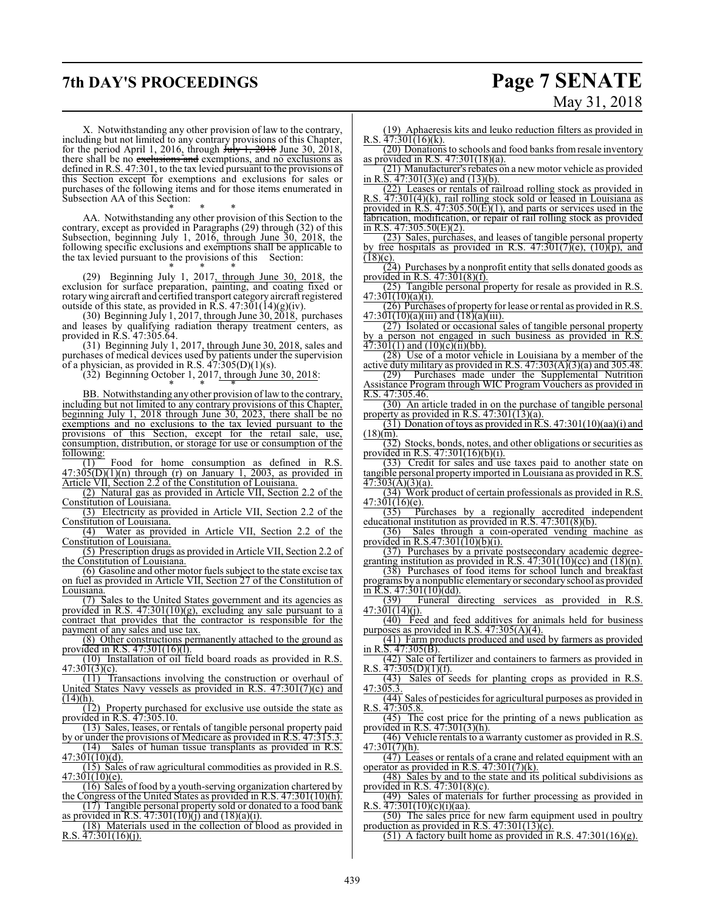X. Notwithstanding any other provision of law to the contrary, including but not limited to any contrary provisions of this Chapter, for the period April 1, 2016, through ~~July 1, 2018~~ June 30, 2018, there shall be no ~~exclusions and~~ exemptions, and no exclusions as defined in R.S. 47:301, to the tax levied pursuant to the provisions of this Section except for exemptions and exclusions for sales or purchases of the following items and for those items enumerated in Subsection AA of this Section:

\* \* \*

AA. Notwithstanding any other provision of this Section to the contrary, except as provided in Paragraphs (29) through (32) of this Subsection, beginning July 1, 2016, through June 30, 2018, the following specific exclusions and exemptions shall be applicable to the tax levied pursuant to the provisions of this Section:

\* \* \*

(29) Beginning July 1, 2017, through June 30, 2018, the exclusion for surface preparation, painting, and coating fixed or rotary wing aircraft and certified transport category aircraft registered outside of this state, as provided in R.S. 47:301(14)(g)(iv).

(30) Beginning July 1, 2017, through June 30, 2018, purchases and leases by qualifying radiation therapy treatment centers, as provided in R.S. 47:305.64.

(31) Beginning July 1, 2017, through June 30, 2018, sales and purchases of medical devices used by patients under the supervision of a physician, as provided in R.S. 47:305(D)(1)(s).

(32) Beginning October 1, 2017, through June 30, 2018:

\* \* \*

BB. Notwithstanding any other provision of law to the contrary, including but not limited to any contrary provisions of this Chapter, beginning July 1, 2018 through June 30, 2023, there shall be no exemptions and no exclusions to the tax levied pursuant to the provisions of this Section, except for the retail sale, use, consumption, distribution, or storage for use or consumption of the following:

(1) Food for home consumption as defined in R.S. 47:305(D)(1)(n) through (r) on January 1, 2003, as provided in Article VII, Section 2.2 of the Constitution of Louisiana.

(2) Natural gas as provided in Article VII, Section 2.2 of the Constitution of Louisiana.

(3) Electricity as provided in Article VII, Section 2.2 of the Constitution of Louisiana.

(4) Water as provided in Article VII, Section 2.2 of the Constitution of Louisiana.

(5) Prescription drugs as provided in Article VII, Section 2.2 of the Constitution of Louisiana.

(6) Gasoline and other motor fuels subject to the state excise tax on fuel as provided in Article VII, Section 27 of the Constitution of Louisiana.

(7) Sales to the United States government and its agencies as provided in R.S. 47:301(10)(g), excluding any sale pursuant to a contract that provides that the contractor is responsible for the payment of any sales and use tax.

(8) Other constructions permanently attached to the ground as provided in R.S. 47:301(16)(l).

(10) Installation of oil field board roads as provided in R.S. 47:301(3)(c).

(11) Transactions involving the construction or overhaul of United States Navy vessels as provided in R.S. 47:301(7)(c) and (14)(h).

(12) Property purchased for exclusive use outside the state as provided in R.S. 47:305.10.

(13) Sales, leases, or rentals of tangible personal property paid by or under the provisions of Medicare as provided in R.S. 47:315.3.

(14) Sales of human tissue transplants as provided in R.S. 47:301(10)(d).

(15) Sales of raw agricultural commodities as provided in R.S. 47:301(10)(e).

(16) Sales of food by a youth-serving organization chartered by the Congress of the United States as provided in R.S. 47:301(10)(h).

(17) Tangible personal property sold or donated to a food bank as provided in R.S. 47:301(10)(j) and (18)(a)(i).

(18) Materials used in the collection of blood as provided in R.S. 47:301(16)(j).

(19) Aphaeresis kits and leuko reduction filters as provided in R.S. 47:301(16)(k).

(20) Donations to schools and food banks from resale inventory as provided in R.S. 47:301(18)(a).

(21) Manufacturer's rebates on a new motor vehicle as provided in R.S. 47:301(3)(e) and (13)(b).

(22) Leases or rentals of railroad rolling stock as provided in R.S. 47:301(4)(k), rail rolling stock sold or leased in Louisiana as provided in R.S. 47:305.50(E)(1), and parts or services used in the fabrication, modification, or repair of rail rolling stock as provided in R.S. 47:305.50(E)(2).

(23) Sales, purchases, and leases of tangible personal property by free hospitals as provided in R.S. 47:301(7)(e), (10)(p), and (18)(c).

(24) Purchases by a nonprofit entity that sells donated goods as provided in R.S. 47:301(8)(f).

(25) Tangible personal property for resale as provided in R.S. 47:301(10)(a)(i).

(26) Purchases of property for lease or rental as provided in R.S. 47:301(10)(a)(iii) and (18)(a)(iii).

(27) Isolated or occasional sales of tangible personal property by a person not engaged in such business as provided in R.S. 47:301(1) and (10)(c)(ii)(bb).

(28) Use of a motor vehicle in Louisiana by a member of the active duty military as provided in R.S. 47:303(A)(3)(a) and 305.48.

(29) Purchases made under the Supplemental Nutrition Assistance Program through WIC Program Vouchers as provided in R.S. 47:305.46.

(30) An article traded in on the purchase of tangible personal property as provided in R.S. 47:301(13)(a).

(31) Donation of toys as provided in R.S. 47:301(10)(aa)(i) and (18)(m).

(32) Stocks, bonds, notes, and other obligations or securities as provided in R.S. 47:301(16)(b)(i).

(33) Credit for sales and use taxes paid to another state on tangible personal property imported in Louisiana as provided in R.S. 47:303(A)(3)(a).

(34) Work product of certain professionals as provided in R.S. 47:301(16)(e).

(35) Purchases by a regionally accredited independent educational institution as provided in R.S. 47:301(8)(b).

(36) Sales through a coin-operated vending machine as provided in R.S.47:301(10)(b)(i).

(37) Purchases by a private postsecondary academic degree-granting institution as provided in R.S. 47:301(10)(cc) and (18)(n).

(38) Purchases of food items for school lunch and breakfast programs by a nonpublic elementary or secondary school as provided in R.S. 47:301(10)(dd).

(39) Funeral directing services as provided in R.S. 47:301(14)(j).

(40) Feed and feed additives for animals held for business purposes as provided in R.S. 47:305(A)(4).

(41) Farm products produced and used by farmers as provided in R.S. 47:305(B).

(42) Sale of fertilizer and containers to farmers as provided in R.S. 47:305(D)(1)(f).

(43) Sales of seeds for planting crops as provided in R.S. 47:305.3.

(44) Sales of pesticides for agricultural purposes as provided in R.S. 47:305.8.

(45) The cost price for the printing of a news publication as provided in R.S. 47:301(3)(h).

(46) Vehicle rentals to a warranty customer as provided in R.S. 47:301(7)(h).

(47) Leases or rentals of a crane and related equipment with an operator as provided in R.S. 47:301(7)(k).

(48) Sales by and to the state and its political subdivisions as provided in R.S. 47:301(8)(c).

(49) Sales of materials for further processing as provided in R.S. 47:301(10)(c)(i)(aa).

(50) The sales price for new farm equipment used in poultry production as provided in R.S. 47:301(13)(c).

(51) A factory built home as provided in R.S. 47:301(16)(g).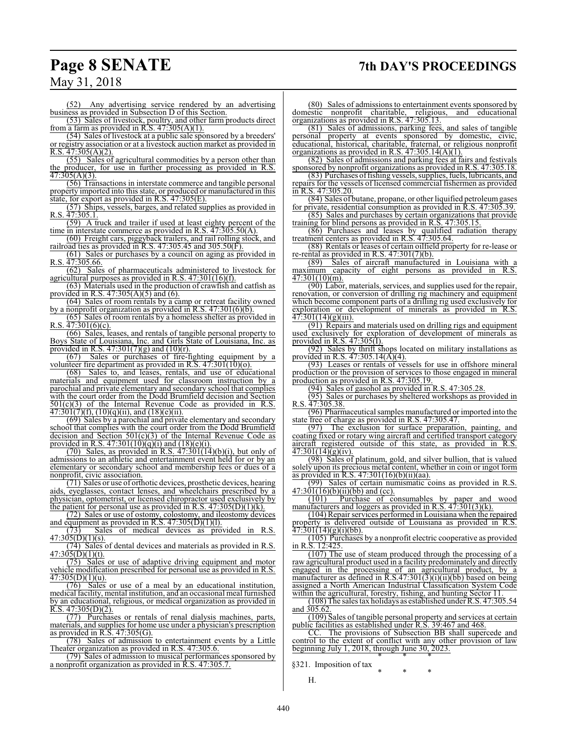(52) Any advertising service rendered by an advertising business as provided in Subsection D of this Section.

(53) Sales of livestock, poultry, and other farm products direct from a farm as provided in R.S. 47:305(A)(1).

(54) Sales of livestock at a public sale sponsored by a breeders' or registry association or at a livestock auction market as provided in R.S. 47:305(A)(2).

(55) Sales of agricultural commodities by a person other than the producer, for use in further processing as provided in R.S. 47:305(A)(3).

(56) Transactions in interstate commerce and tangible personal property imported into this state, or produced or manufactured in this state, for export as provided in R.S. 47:305(E).

(57) Ships, vessels, barges, and related supplies as provided in R.S. 47:305.1.

(59) A truck and trailer if used at least eighty percent of the time in interstate commerce as provided in R.S. 47:305.50(A).

(60) Freight cars, piggyback trailers, and rail rolling stock, and railroad ties as provided in R.S. 47:305.45 and 305.50(F).

(61) Sales or purchases by a council on aging as provided in R.S. 47:305.66.

(62) Sales of pharmaceuticals administered to livestock for agricultural purposes as provided in R.S. 47:301(16)(f).

(63) Materials used in the production of crawfish and catfish as provided in R.S. 47:305(A)(5) and (6).

(64) Sales of room rentals by a camp or retreat facility owned by a nonprofit organization as provided in R.S. 47:301(6)(b).

(65) Sales of room rentals by a homeless shelter as provided in R.S. 47:301(6)(c).

(66) Sales, leases, and rentals of tangible personal property to Boys State of Louisiana, Inc. and Girls State of Louisiana, Inc. as provided in R.S. 47:301(7)(g) and (10)(r).

(67) Sales or purchases of fire-fighting equipment by a volunteer fire department as provided in R.S. 47:301(10)(o).

(68) Sales to, and leases, rentals, and use of educational materials and equipment used for classroom instruction by a parochial and private elementary and secondary school that complies with the court order from the Dodd Brumfield decision and Section 501(c)(3) of the Internal Revenue Code as provided in R.S. 47:301(7)(f), (10)(q)(ii), and (18)(e)(ii).

(69) Sales by a parochial and private elementary and secondary school that complies with the court order from the Dodd Brumfield decision and Section 501(c)(3) of the Internal Revenue Code as provided in R.S. 47:301(10)(q)(i) and (18)(e)(i).

(70) Sales, as provided in R.S. 47:301(14)(b)(i), but only of admissions to an athletic and entertainment event held for or by an elementary or secondary school and membership fees or dues of a nonprofit, civic association.

(71) Sales or use of orthotic devices, prosthetic devices, hearing aids, eyeglasses, contact lenses, and wheelchairs prescribed by a physician, optometrist, or licensed chiropractor used exclusively by the patient for personal use as provided in R.S. 47:305(D)(1)(k).

(72) Sales or use of ostomy, colostomy, and ileostomy devices and equipment as provided in R.S. 47:305(D)(1)(l).

(73) Sales of medical devices as provided in R.S. 47:305(D)(1)(s).

(74) Sales of dental devices and materials as provided in R.S. 47:305(D)(1)(t).

(75) Sales or use of adaptive driving equipment and motor vehicle modification prescribed for personal use as provided in R.S. 47:305(D)(1)(u).

(76) Sales or use of a meal by an educational institution, medical facility, mental institution, and an occasional meal furnished by an educational, religious, or medical organization as provided in R.S. 47:305(D)(2).

(77) Purchases or rentals of renal dialysis machines, parts, materials, and supplies for home use under a physician's prescription as provided in R.S. 47:305(G).

(78) Sales of admission to entertainment events by a Little Theater organization as provided in R.S. 47:305.6.

(79) Sales of admission to musical performances sponsored by a nonprofit organization as provided in R.S. 47:305.7.

(80) Sales of admissions to entertainment events sponsored by domestic nonprofit charitable, religious, and educational organizations as provided in R.S. 47:305.13.

(81) Sales of admissions, parking fees, and sales of tangible personal property at events sponsored by domestic, civic, educational, historical, charitable, fraternal, or religious nonprofit organizations as provided in R.S. 47:305.14(A)(1).

(82) Sales of admissions and parking fees at fairs and festivals sponsored by nonprofit organizations as provided in R.S. 47:305.18.

(83) Purchases of fishing vessels, supplies, fuels, lubricants, and repairs for the vessels of licensed commercial fishermen as provided in R.S. 47:305.20.

(84) Sales of butane, propane, or other liquified petroleum gases for private, residential consumption as provided in R.S. 47:305.39.

(85) Sales and purchases by certain organizations that provide training for blind persons as provided in R.S. 47:305.15.

(86) Purchases and leases by qualified radiation therapy treatment centers as provided in R.S. 47:305.64.

(88) Rentals or leases of certain oilfield property for re-lease or re-rental as provided in R.S. 47:301(7)(b).

(89) Sales of aircraft manufactured in Louisiana with a maximum capacity of eight persons as provided in R.S. 47:301(10)(m).

(90) Labor, materials, services, and supplies used for the repair, renovation, or conversion of drilling rig machinery and equipment which become component parts of a drilling rig used exclusively for exploration or development of minerals as provided in R.S. 47:301(14)(g)(iii).

(91) Repairs and materials used on drilling rigs and equipment used exclusively for exploration of development of minerals as provided in R.S. 47:305(I).

(92) Sales by thrift shops located on military installations as provided in R.S. 47:305.14(A)(4).

(93) Leases or rentals of vessels for use in offshore mineral production or the provision of services to those engaged in mineral production as provided in R.S. 47:305.19.

(94) Sales of gasohol as provided in R.S. 47:305.28.

(95) Sales or purchases by sheltered workshops as provided in R.S. 47:305.38.

(96) Pharmaceutical samples manufactured or imported into the state free of charge as provided in R.S. 47:305.47.

(97) The exclusion for surface preparation, painting, and coating fixed or rotary wing aircraft and certified transport category aircraft registered outside of this state, as provided in R.S. 47:301(14)(g)(iv).

(98) Sales of platinum, gold, and silver bullion, that is valued solely upon its precious metal content, whether in coin or ingot form as provided in R.S. 47:301(16)(b)(ii)(aa).

(99) Sales of certain numismatic coins as provided in R.S. 47:301(16)(b)(ii)(bb) and (cc).

(101) Purchase of consumables by paper and wood manufacturers and loggers as provided in R.S. 47:301(3)(k).

(104) Repair services performed in Louisiana when the repaired property is delivered outside of Louisiana as provided in R.S. 47:301(14)(g)(i)(bb).

(105) Purchases by a nonprofit electric cooperative as provided in R.S. 12:425.

(107) The use of steam produced through the processing of a raw agricultural product used in a facility predominately and directly engaged in the processing of an agricultural product, by a manufacturer as defined in R.S.47:301(3)(i)(ii)(bb) based on being assigned a North American Industrial Classification System Code within the agricultural, forestry, fishing, and hunting Sector 11.

(108) The sales tax holidays as established under R.S. 47:305.54 and 305.62.

(109) Sales of tangible personal property and services at certain public facilities as established under R.S. 39:467 and 468.

CC. The provisions of Subsection BB shall supercede and control to the extent of conflict with any other provision of law beginning July 1, 2018, through June 30, 2023.

\* \* \*

§321. Imposition of tax

\* \* \*

H.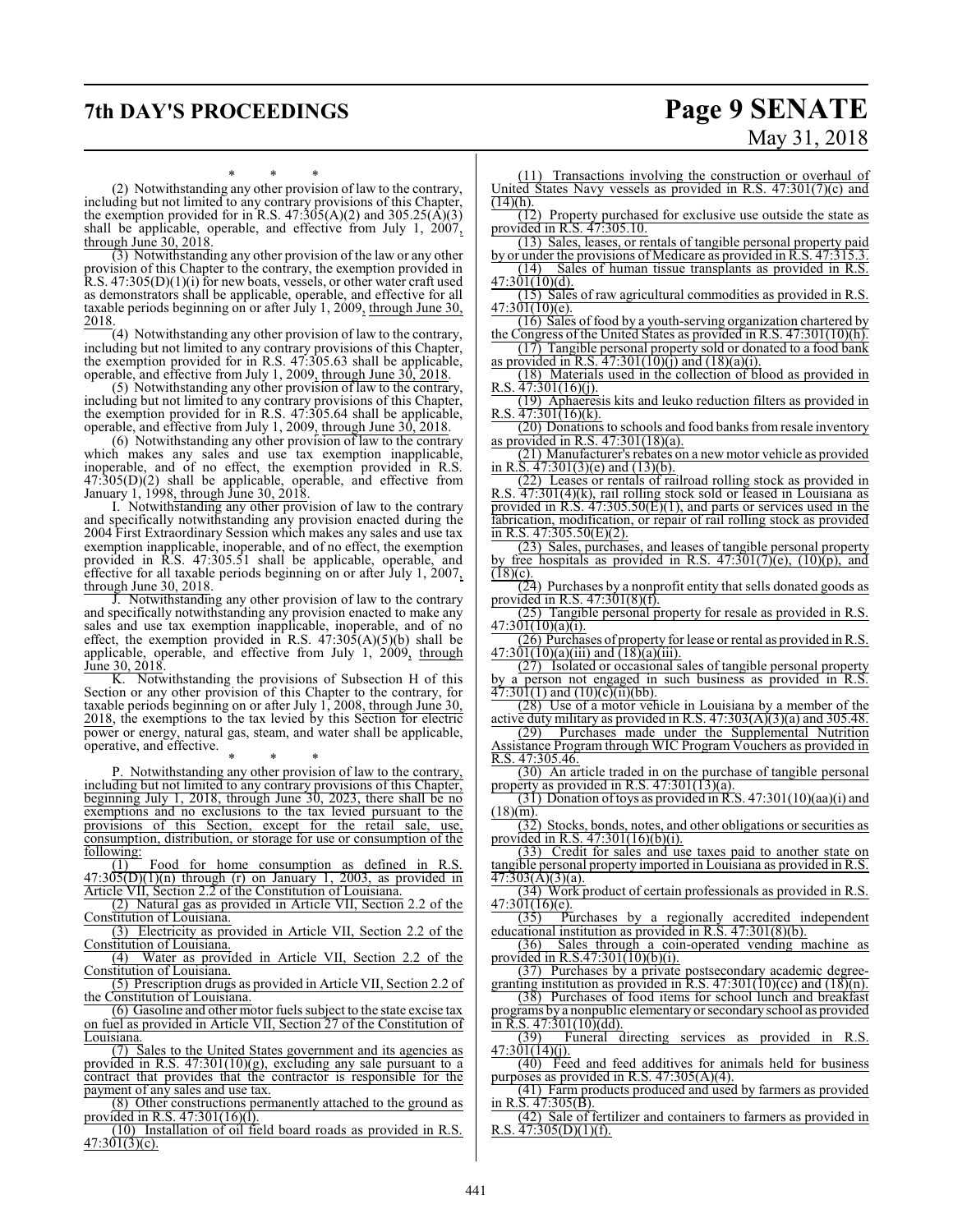\* \* \*

(2) Notwithstanding any other provision of law to the contrary, including but not limited to any contrary provisions of this Chapter, the exemption provided for in R.S. 47:305(A)(2) and 305.25(A)(3) shall be applicable, operable, and effective from July 1, 2007, through June 30, 2018.

(3) Notwithstanding any other provision of the law or any other provision of this Chapter to the contrary, the exemption provided in R.S. 47:305(D)(1)(i) for new boats, vessels, or other water craft used as demonstrators shall be applicable, operable, and effective for all taxable periods beginning on or after July 1, 2009, through June 30, 2018.

(4) Notwithstanding any other provision of law to the contrary, including but not limited to any contrary provisions of this Chapter, the exemption provided for in R.S. 47:305.63 shall be applicable, operable, and effective from July 1, 2009, through June 30, 2018.

(5) Notwithstanding any other provision of law to the contrary, including but not limited to any contrary provisions of this Chapter, the exemption provided for in R.S. 47:305.64 shall be applicable, operable, and effective from July 1, 2009, through June 30, 2018.

(6) Notwithstanding any other provision of law to the contrary which makes any sales and use tax exemption inapplicable, inoperable, and of no effect, the exemption provided in R.S. 47:305(D)(2) shall be applicable, operable, and effective from January 1, 1998, through June 30, 2018.

I. Notwithstanding any other provision of law to the contrary and specifically notwithstanding any provision enacted during the 2004 First Extraordinary Session which makes any sales and use tax exemption inapplicable, inoperable, and of no effect, the exemption provided in R.S. 47:305.51 shall be applicable, operable, and effective for all taxable periods beginning on or after July 1, 2007, through June 30, 2018.

J. Notwithstanding any other provision of law to the contrary and specifically notwithstanding any provision enacted to make any sales and use tax exemption inapplicable, inoperable, and of no effect, the exemption provided in R.S. 47:305(A)(5)(b) shall be applicable, operable, and effective from July 1, 2009, through June 30, 2018.

K. Notwithstanding the provisions of Subsection H of this Section or any other provision of this Chapter to the contrary, for taxable periods beginning on or after July 1, 2008, through June 30, 2018, the exemptions to the tax levied by this Section for electric power or energy, natural gas, steam, and water shall be applicable, operative, and effective.

\* \* \*

P. Notwithstanding any other provision of law to the contrary, including but not limited to any contrary provisions of this Chapter, beginning July 1, 2018, through June 30, 2023, there shall be no exemptions and no exclusions to the tax levied pursuant to the provisions of this Section, except for the retail sale, use, consumption, distribution, or storage for use or consumption of the following:

(1) Food for home consumption as defined in R.S. 47:305(D)(1)(n) through (r) on January 1, 2003, as provided in Article VII, Section 2.2 of the Constitution of Louisiana.

(2) Natural gas as provided in Article VII, Section 2.2 of the Constitution of Louisiana.

(3) Electricity as provided in Article VII, Section 2.2 of the Constitution of Louisiana.

(4) Water as provided in Article VII, Section 2.2 of the Constitution of Louisiana.

(5) Prescription drugs as provided in Article VII, Section 2.2 of the Constitution of Louisiana.

(6) Gasoline and other motor fuels subject to the state excise tax on fuel as provided in Article VII, Section 27 of the Constitution of Louisiana.

(7) Sales to the United States government and its agencies as provided in R.S. 47:301(10)(g), excluding any sale pursuant to a contract that provides that the contractor is responsible for the payment of any sales and use tax.

(8) Other constructions permanently attached to the ground as provided in R.S. 47:301(16)(l).

(10) Installation of oil field board roads as provided in R.S. 47:301(3)(c).

(11) Transactions involving the construction or overhaul of United States Navy vessels as provided in R.S. 47:301(7)(c) and (14)(h).

(12) Property purchased for exclusive use outside the state as provided in R.S. 47:305.10.

(13) Sales, leases, or rentals of tangible personal property paid by or under the provisions of Medicare as provided in R.S. 47:315.3.

(14) Sales of human tissue transplants as provided in R.S. 47:301(10)(d).

(15) Sales of raw agricultural commodities as provided in R.S. 47:301(10)(e).

(16) Sales of food by a youth-serving organization chartered by the Congress of the United States as provided in R.S. 47:301(10)(h).

(17) Tangible personal property sold or donated to a food bank as provided in R.S. 47:301(10)(j) and (18)(a)(i).

(18) Materials used in the collection of blood as provided in R.S. 47:301(16)(j).

(19) Aphacresis kits and leuko reduction filters as provided in R.S. 47:301(16)(k).

(20) Donations to schools and food banks from resale inventory as provided in R.S. 47:301(18)(a).

(21) Manufacturer's rebates on a new motor vehicle as provided in R.S. 47:301(3)(e) and (13)(b).

(22) Leases or rentals of railroad rolling stock as provided in R.S. 47:301(4)(k), rail rolling stock sold or leased in Louisiana as provided in R.S. 47:305.50(E)(1), and parts or services used in the fabrication, modification, or repair of rail rolling stock as provided in R.S. 47:305.50(E)(2).

(23) Sales, purchases, and leases of tangible personal property by free hospitals as provided in R.S. 47:301(7)(e), (10)(p), and (18)(c).

(24) Purchases by a nonprofit entity that sells donated goods as provided in R.S. 47:301(8)(f).

(25) Tangible personal property for resale as provided in R.S. 47:301(10)(a)(i).

(26) Purchases of property for lease or rental as provided in R.S. 47:301(10)(a)(iii) and (18)(a)(iii).

(27) Isolated or occasional sales of tangible personal property by a person not engaged in such business as provided in R.S. 47:301(1) and (10)(c)(ii)(bb).

(28) Use of a motor vehicle in Louisiana by a member of the active duty military as provided in R.S. 47:303(A)(3)(a) and 305.48.

(29) Purchases made under the Supplemental Nutrition Assistance Program through WIC Program Vouchers as provided in R.S. 47:305.46.

(30) An article traded in on the purchase of tangible personal property as provided in R.S. 47:301(13)(a).

(31) Donation of toys as provided in R.S. 47:301(10)(aa)(i) and (18)(m).

(32) Stocks, bonds, notes, and other obligations or securities as provided in R.S. 47:301(16)(b)(i).

(33) Credit for sales and use taxes paid to another state on tangible personal property imported in Louisiana as provided in R.S. 47:303(A)(3)(a).

(34) Work product of certain professionals as provided in R.S. 47:301(16)(e).

(35) Purchases by a regionally accredited independent educational institution as provided in R.S. 47:301(8)(b).

(36) Sales through a coin-operated vending machine as provided in R.S.47:301(10)(b)(i).

(37) Purchases by a private postsecondary academic degree-granting institution as provided in R.S. 47:301(10)(cc) and (18)(n).

(38) Purchases of food items for school lunch and breakfast programs by a nonpublic elementary or secondary school as provided in R.S. 47:301(10)(dd).

(39) Funeral directing services as provided in R.S. 47:301(14)(j).

(40) Feed and feed additives for animals held for business purposes as provided in R.S. 47:305(A)(4).

(41) Farm products produced and used by farmers as provided in R.S. 47:305(B).

(42) Sale of fertilizer and containers to farmers as provided in R.S. 47:305(D)(1)(f).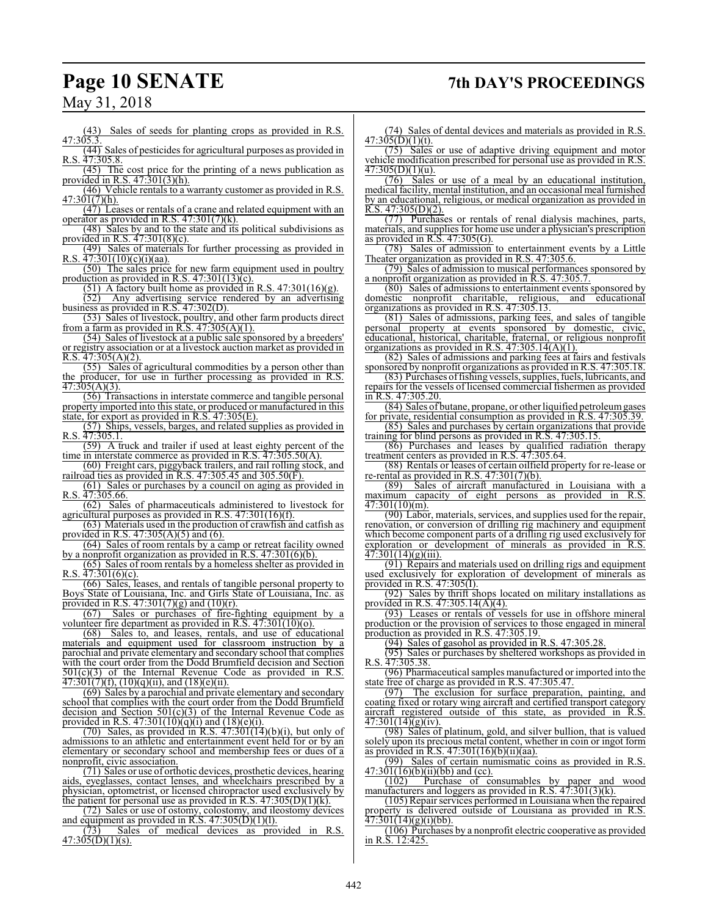(43) Sales of seeds for planting crops as provided in R.S. 47:305.3.

(44) Sales of pesticides for agricultural purposes as provided in R.S. 47:305.8.

(45) The cost price for the printing of a news publication as provided in R.S. 47:301(3)(h).

(46) Vehicle rentals to a warranty customer as provided in R.S. 47:301(7)(h).

(47) Leases or rentals of a crane and related equipment with an operator as provided in R.S. 47:301(7)(k).

(48) Sales by and to the state and its political subdivisions as provided in R.S. 47:301(8)(c).

(49) Sales of materials for further processing as provided in R.S. 47:301(10)(c)(i)(aa).

(50) The sales price for new farm equipment used in poultry production as provided in R.S. 47:301(13)(c).

(51) A factory built home as provided in R.S. 47:301(16)(g).

(52) Any advertising service rendered by an advertising business as provided in R.S. 47:302(D).

(53) Sales of livestock, poultry, and other farm products direct from a farm as provided in R.S. 47:305(A)(1).

(54) Sales of livestock at a public sale sponsored by a breeders' or registry association or at a livestock auction market as provided in R.S. 47:305(A)(2).

(55) Sales of agricultural commodities by a person other than the producer, for use in further processing as provided in R.S. 47:305(A)(3).

(56) Transactions in interstate commerce and tangible personal property imported into this state, or produced or manufactured in this state, for export as provided in R.S. 47:305(E).

(57) Ships, vessels, barges, and related supplies as provided in R.S. 47:305.1.

(59) A truck and trailer if used at least eighty percent of the time in interstate commerce as provided in R.S. 47:305.50(A).

(60) Freight cars, piggyback trailers, and rail rolling stock, and railroad ties as provided in R.S. 47:305.45 and 305.50(F).

(61) Sales or purchases by a council on aging as provided in R.S. 47:305.66.

(62) Sales of pharmaceuticals administered to livestock for agricultural purposes as provided in R.S. 47:301(16)(f).

(63) Materials used in the production of crawfish and catfish as provided in R.S. 47:305(A)(5) and (6).

(64) Sales of room rentals by a camp or retreat facility owned by a nonprofit organization as provided in R.S. 47:301(6)(b).

(65) Sales of room rentals by a homeless shelter as provided in R.S. 47:301(6)(c).

(66) Sales, leases, and rentals of tangible personal property to Boys State of Louisiana, Inc. and Girls State of Louisiana, Inc. as provided in R.S. 47:301(7)(g) and (10)(r).

(67) Sales or purchases of fire-fighting equipment by a volunteer fire department as provided in R.S. 47:301(10)(o).

(68) Sales to, and leases, rentals, and use of educational materials and equipment used for classroom instruction by a parochial and private elementary and secondary school that complies with the court order from the Dodd Brumfield decision and Section 501(c)(3) of the Internal Revenue Code as provided in R.S. 47:301(7)(f), (10)(q)(ii), and (18)(e)(ii).

(69) Sales by a parochial and private elementary and secondary school that complies with the court order from the Dodd Brumfield decision and Section 501(c)(3) of the Internal Revenue Code as provided in R.S. 47:301(10)(q)(i) and (18)(e)(i).

(70) Sales, as provided in R.S. 47:301(14)(b)(i), but only of admissions to an athletic and entertainment event held for or by an elementary or secondary school and membership fees or dues of a nonprofit, civic association.

(71) Sales or use of orthotic devices, prosthetic devices, hearing aids, eyeglasses, contact lenses, and wheelchairs prescribed by a physician, optometrist, or licensed chiropractor used exclusively by the patient for personal use as provided in R.S. 47:305(D)(1)(k).

(72) Sales or use of ostomy, colostomy, and ileostomy devices and equipment as provided in R.S. 47:305(D)(1)(l).

(73) Sales of medical devices as provided in R.S. 47:305(D)(1)(s).

(74) Sales of dental devices and materials as provided in R.S. 47:305(D)(1)(t).

(75) Sales or use of adaptive driving equipment and motor vehicle modification prescribed for personal use as provided in R.S. 47:305(D)(1)(u).

(76) Sales or use of a meal by an educational institution, medical facility, mental institution, and an occasional meal furnished by an educational, religious, or medical organization as provided in R.S. 47:305(D)(2).

(77) Purchases or rentals of renal dialysis machines, parts, materials, and supplies for home use under a physician's prescription as provided in R.S. 47:305(G).

(78) Sales of admission to entertainment events by a Little Theater organization as provided in R.S. 47:305.6.

(79) Sales of admission to musical performances sponsored by a nonprofit organization as provided in R.S. 47:305.7.

(80) Sales of admissions to entertainment events sponsored by domestic nonprofit charitable, religious, and educational organizations as provided in R.S. 47:305.13.

(81) Sales of admissions, parking fees, and sales of tangible personal property at events sponsored by domestic, civic, educational, historical, charitable, fraternal, or religious nonprofit organizations as provided in R.S. 47:305.14(A)(1).

(82) Sales of admissions and parking fees at fairs and festivals sponsored by nonprofit organizations as provided in R.S. 47:305.18.

(83) Purchases of fishing vessels, supplies, fuels, lubricants, and repairs for the vessels of licensed commercial fishermen as provided in R.S. 47:305.20.

(84) Sales of butane, propane, or other liquified petroleum gases for private, residential consumption as provided in R.S. 47:305.39.

(85) Sales and purchases by certain organizations that provide training for blind persons as provided in R.S. 47:305.15.

(86) Purchases and leases by qualified radiation therapy treatment centers as provided in R.S. 47:305.64.

(88) Rentals or leases of certain oilfield property for re-lease or re-rental as provided in R.S. 47:301(7)(b).

(89) Sales of aircraft manufactured in Louisiana with a maximum capacity of eight persons as provided in R.S. 47:301(10)(m).

(90) Labor, materials, services, and supplies used for the repair, renovation, or conversion of drilling rig machinery and equipment which become component parts of a drilling rig used exclusively for exploration or development of minerals as provided in R.S. 47:301(14)(g)(iii).

(91) Repairs and materials used on drilling rigs and equipment used exclusively for exploration of development of minerals as provided in R.S. 47:305(I).

(92) Sales by thrift shops located on military installations as provided in R.S. 47:305.14(A)(4).

(93) Leases or rentals of vessels for use in offshore mineral production or the provision of services to those engaged in mineral production as provided in R.S. 47:305.19.

(94) Sales of gasohol as provided in R.S. 47:305.28.

(95) Sales or purchases by sheltered workshops as provided in R.S. 47:305.38.

(96) Pharmaceutical samples manufactured or imported into the state free of charge as provided in R.S. 47:305.47.

(97) The exclusion for surface preparation, painting, and coating fixed or rotary wing aircraft and certified transport category aircraft registered outside of this state, as provided in R.S. 47:301(14)(g)(iv).

(98) Sales of platinum, gold, and silver bullion, that is valued solely upon its precious metal content, whether in coin or ingot form as provided in R.S. 47:301(16)(b)(ii)(aa).

(99) Sales of certain numismatic coins as provided in R.S. 47:301(16)(b)(ii)(bb) and (cc).

(102) Purchase of consumables by paper and wood manufacturers and loggers as provided in R.S. 47:301(3)(k).

(105) Repair services performed in Louisiana when the repaired property is delivered outside of Louisiana as provided in R.S. 47:301(14)(g)(i)(bb).

(106) Purchases by a nonprofit electric cooperative as provided in R.S. 12:425.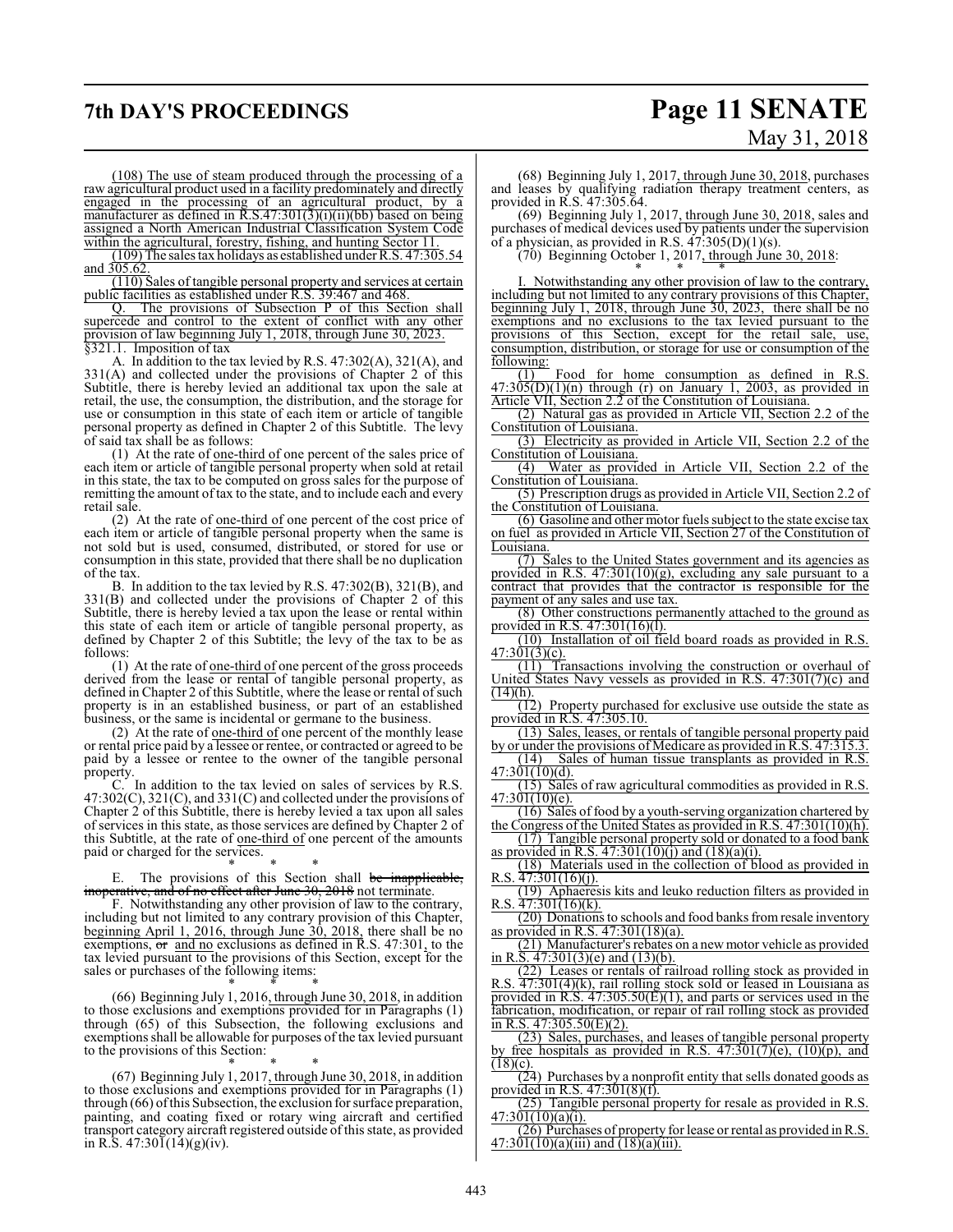(108) The use of steam produced through the processing of a raw agricultural product used in a facility predominately and directly engaged in the processing of an agricultural product, by a manufacturer as defined in R.S.47:301(3)(i)(ii)(bb) based on being assigned a North American Industrial Classification System Code within the agricultural, forestry, fishing, and hunting Sector 11.

(109) The sales tax holidays as established under R.S. 47:305.54 and 305.62.

(110) Sales of tangible personal property and services at certain public facilities as established under R.S. 39:467 and 468.

Q. The provisions of Subsection P of this Section shall supercede and control to the extent of conflict with any other provision of law beginning July 1, 2018, through June 30, 2023.

§321.1. Imposition of tax

A. In addition to the tax levied by R.S. 47:302(A), 321(A), and 331(A) and collected under the provisions of Chapter 2 of this Subtitle, there is hereby levied an additional tax upon the sale at retail, the use, the consumption, the distribution, and the storage for use or consumption in this state of each item or article of tangible personal property as defined in Chapter 2 of this Subtitle. The levy of said tax shall be as follows:

(1) At the rate of one-third of one percent of the sales price of each item or article of tangible personal property when sold at retail in this state, the tax to be computed on gross sales for the purpose of remitting the amount of tax to the state, and to include each and every retail sale.

(2) At the rate of one-third of one percent of the cost price of each item or article of tangible personal property when the same is not sold but is used, consumed, distributed, or stored for use or consumption in this state, provided that there shall be no duplication of the tax.

B. In addition to the tax levied by R.S. 47:302(B), 321(B), and 331(B) and collected under the provisions of Chapter 2 of this Subtitle, there is hereby levied a tax upon the lease or rental within this state of each item or article of tangible personal property, as defined by Chapter 2 of this Subtitle; the levy of the tax to be as follows:

(1) At the rate of one-third of one percent of the gross proceeds derived from the lease or rental of tangible personal property, as defined in Chapter 2 of this Subtitle, where the lease or rental of such property is in an established business, or part of an established business, or the same is incidental or germane to the business.

(2) At the rate of one-third of one percent of the monthly lease or rental price paid by a lessee or rentee, or contracted or agreed to be paid by a lessee or rentee to the owner of the tangible personal property.

C. In addition to the tax levied on sales of services by R.S. 47:302(C), 321(C), and 331(C) and collected under the provisions of Chapter 2 of this Subtitle, there is hereby levied a tax upon all sales of services in this state, as those services are defined by Chapter 2 of this Subtitle, at the rate of one-third of one percent of the amounts paid or charged for the services.

\* \* \*

E. The provisions of this Section shall ~~be inapplicable, inoperative, and of no effect after June 30, 2018~~ not terminate.

F. Notwithstanding any other provision of law to the contrary, including but not limited to any contrary provision of this Chapter, beginning April 1, 2016, through June 30, 2018, there shall be no exemptions, ~~or~~ and no exclusions as defined in R.S. 47:301, to the tax levied pursuant to the provisions of this Section, except for the sales or purchases of the following items:

\* \* \*

(66) Beginning July 1, 2016, through June 30, 2018, in addition to those exclusions and exemptions provided for in Paragraphs (1) through (65) of this Subsection, the following exclusions and exemptions shall be allowable for purposes of the tax levied pursuant to the provisions of this Section:

\* \* \*

(67) Beginning July 1, 2017, through June 30, 2018, in addition to those exclusions and exemptions provided for in Paragraphs (1) through (66) of this Subsection, the exclusion for surface preparation, painting, and coating fixed or rotary wing aircraft and certified transport category aircraft registered outside of this state, as provided in R.S. 47:301(14)(g)(iv).

(68) Beginning July 1, 2017, through June 30, 2018, purchases and leases by qualifying radiation therapy treatment centers, as provided in R.S. 47:305.64.

(69) Beginning July 1, 2017, through June 30, 2018, sales and purchases of medical devices used by patients under the supervision of a physician, as provided in R.S. 47:305(D)(1)(s).

(70) Beginning October 1, 2017, through June 30, 2018:

\* \* \*

I. Notwithstanding any other provision of law to the contrary, including but not limited to any contrary provisions of this Chapter, beginning July 1, 2018, through June 30, 2023, there shall be no exemptions and no exclusions to the tax levied pursuant to the provisions of this Section, except for the retail sale, use, consumption, distribution, or storage for use or consumption of the following:

(1) Food for home consumption as defined in R.S. 47:305(D)(1)(n) through (r) on January 1, 2003, as provided in Article VII, Section 2.2 of the Constitution of Louisiana.

(2) Natural gas as provided in Article VII, Section 2.2 of the Constitution of Louisiana.

(3) Electricity as provided in Article VII, Section 2.2 of the Constitution of Louisiana.

(4) Water as provided in Article VII, Section 2.2 of the Constitution of Louisiana.

(5) Prescription drugs as provided in Article VII, Section 2.2 of the Constitution of Louisiana.

(6) Gasoline and other motor fuels subject to the state excise tax on fuel as provided in Article VII, Section 27 of the Constitution of Louisiana.

(7) Sales to the United States government and its agencies as provided in R.S. 47:301(10)(g), excluding any sale pursuant to a contract that provides that the contractor is responsible for the payment of any sales and use tax.

(8) Other constructions permanently attached to the ground as provided in R.S. 47:301(16)(l).

(10) Installation of oil field board roads as provided in R.S. 47:301(3)(c).

(11) Transactions involving the construction or overhaul of United States Navy vessels as provided in R.S. 47:301(7)(c) and (14)(h).

(12) Property purchased for exclusive use outside the state as provided in R.S. 47:305.10.

(13) Sales, leases, or rentals of tangible personal property paid by or under the provisions of Medicare as provided in R.S. 47:315.3.

(14) Sales of human tissue transplants as provided in R.S. 47:301(10)(d).

(15) Sales of raw agricultural commodities as provided in R.S. 47:301(10)(e).

(16) Sales of food by a youth-serving organization chartered by the Congress of the United States as provided in R.S. 47:301(10)(h).

(17) Tangible personal property sold or donated to a food bank as provided in R.S. 47:301(10)(j) and (18)(a)(i).

(18) Materials used in the collection of blood as provided in R.S. 47:301(16)(j).

(19) Aphaeresis kits and leuko reduction filters as provided in R.S. 47:301(16)(k).

(20) Donations to schools and food banks from resale inventory as provided in R.S. 47:301(18)(a).

(21) Manufacturer's rebates on a new motor vehicle as provided in R.S. 47:301(3)(e) and (13)(b).

(22) Leases or rentals of railroad rolling stock as provided in R.S. 47:301(4)(k), rail rolling stock sold or leased in Louisiana as provided in R.S. 47:305.50(E)(1), and parts or services used in the fabrication, modification, or repair of rail rolling stock as provided in R.S. 47:305.50(E)(2).

(23) Sales, purchases, and leases of tangible personal property by free hospitals as provided in R.S. 47:301(7)(e), (10)(p), and (18)(c).

(24) Purchases by a nonprofit entity that sells donated goods as provided in R.S. 47:301(8)(f).

(25) Tangible personal property for resale as provided in R.S. 47:301(10)(a)(i).

(26) Purchases of property for lease or rental as provided in R.S. 47:301(10)(a)(iii) and (18)(a)(iii).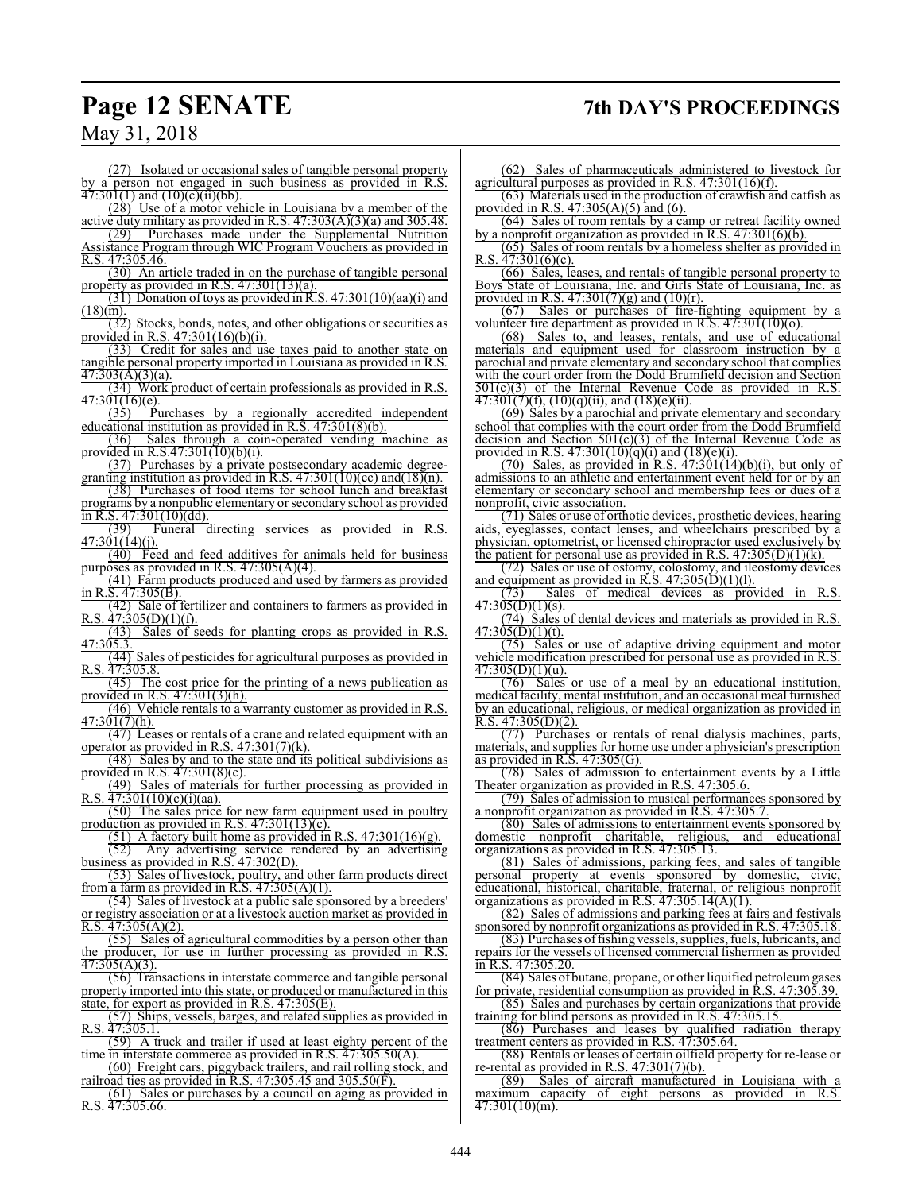(27) Isolated or occasional sales of tangible personal property by a person not engaged in such business as provided in R.S. 47:301(1) and (10)(c)(ii)(bb).

(28) Use of a motor vehicle in Louisiana by a member of the active duty military as provided in R.S. 47:303(A)(3)(a) and 305.48.

(29) Purchases made under the Supplemental Nutrition Assistance Program through WIC Program Vouchers as provided in R.S. 47:305.46.

(30) An article traded in on the purchase of tangible personal property as provided in R.S. 47:301(13)(a).

(31) Donation of toys as provided in R.S. 47:301(10)(aa)(i) and (18)(m).

(32) Stocks, bonds, notes, and other obligations or securities as provided in R.S. 47:301(16)(b)(i).

(33) Credit for sales and use taxes paid to another state on tangible personal property imported in Louisiana as provided in R.S. 47:303(A)(3)(a).

(34) Work product of certain professionals as provided in R.S. 47:301(16)(e).

(35) Purchases by a regionally accredited independent educational institution as provided in R.S. 47:301(8)(b).

(36) Sales through a coin-operated vending machine as provided in R.S.47:301(10)(b)(i).

(37) Purchases by a private postsecondary academic degree-granting institution as provided in R.S. 47:301(10)(cc) and(18)(n).

(38) Purchases of food items for school lunch and breakfast programs by a nonpublic elementary or secondary school as provided in R.S. 47:301(10)(dd).

(39) Funeral directing services as provided in R.S. 47:301(14)(j).

(40) Feed and feed additives for animals held for business purposes as provided in R.S. 47:305(A)(4).

(41) Farm products produced and used by farmers as provided in R.S. 47:305(B).

(42) Sale of fertilizer and containers to farmers as provided in R.S. 47:305(D)(1)(f).

(43) Sales of seeds for planting crops as provided in R.S. 47:305.3.

(44) Sales of pesticides for agricultural purposes as provided in R.S. 47:305.8.

(45) The cost price for the printing of a news publication as provided in R.S. 47:301(3)(h).

(46) Vehicle rentals to a warranty customer as provided in R.S. 47:301(7)(h).

(47) Leases or rentals of a crane and related equipment with an operator as provided in R.S. 47:301(7)(k).

(48) Sales by and to the state and its political subdivisions as provided in R.S. 47:301(8)(c).

(49) Sales of materials for further processing as provided in R.S. 47:301(10)(c)(i)(aa).

(50) The sales price for new farm equipment used in poultry production as provided in R.S. 47:301(13)(c).

(51) A factory built home as provided in R.S. 47:301(16)(g).

(52) Any advertising service rendered by an advertising business as provided in R.S. 47:302(D).

(53) Sales of livestock, poultry, and other farm products direct from a farm as provided in R.S. 47:305(A)(1).

(54) Sales of livestock at a public sale sponsored by a breeders' or registry association or at a livestock auction market as provided in R.S. 47:305(A)(2).

(55) Sales of agricultural commodities by a person other than the producer, for use in further processing as provided in R.S. 47:305(A)(3).

(56) Transactions in interstate commerce and tangible personal property imported into this state, or produced or manufactured in this state, for export as provided in R.S. 47:305(E).

(57) Ships, vessels, barges, and related supplies as provided in R.S. 47:305.1.

(59) A truck and trailer if used at least eighty percent of the time in interstate commerce as provided in R.S. 47:305.50(A).

(60) Freight cars, piggyback trailers, and rail rolling stock, and railroad ties as provided in R.S. 47:305.45 and 305.50(F).

(61) Sales or purchases by a council on aging as provided in R.S. 47:305.66.

(62) Sales of pharmaceuticals administered to livestock for agricultural purposes as provided in R.S. 47:301(16)(f).

(63) Materials used in the production of crawfish and catfish as provided in R.S. 47:305(A)(5) and (6).

(64) Sales of room rentals by a camp or retreat facility owned by a nonprofit organization as provided in R.S. 47:301(6)(b).

(65) Sales of room rentals by a homeless shelter as provided in R.S. 47:301(6)(c).

(66) Sales, leases, and rentals of tangible personal property to Boys State of Louisiana, Inc. and Girls State of Louisiana, Inc. as provided in R.S. 47:301(7)(g) and (10)(r).

(67) Sales or purchases of fire-fighting equipment by a volunteer fire department as provided in R.S. 47:301(10)(o).

(68) Sales to, and leases, rentals, and use of educational materials and equipment used for classroom instruction by a parochial and private elementary and secondary school that complies with the court order from the Dodd Brumfield decision and Section 501(c)(3) of the Internal Revenue Code as provided in R.S. 47:301(7)(f), (10)(q)(ii), and (18)(e)(ii).

(69) Sales by a parochial and private elementary and secondary school that complies with the court order from the Dodd Brumfield decision and Section 501(c)(3) of the Internal Revenue Code as provided in R.S. 47:301(10)(q)(i) and (18)(e)(i).

(70) Sales, as provided in R.S. 47:301(14)(b)(i), but only of admissions to an athletic and entertainment event held for or by an elementary or secondary school and membership fees or dues of a nonprofit, civic association.

(71) Sales or use of orthotic devices, prosthetic devices, hearing aids, eyeglasses, contact lenses, and wheelchairs prescribed by a physician, optometrist, or licensed chiropractor used exclusively by the patient for personal use as provided in R.S. 47:305(D)(1)(k).

(72) Sales or use of ostomy, colostomy, and ileostomy devices and equipment as provided in R.S. 47:305(D)(1)(l).

(73) Sales of medical devices as provided in R.S. 47:305(D)(1)(s).

(74) Sales of dental devices and materials as provided in R.S. 47:305(D)(1)(t).

(75) Sales or use of adaptive driving equipment and motor vehicle modification prescribed for personal use as provided in R.S. 47:305(D)(1)(u).

(76) Sales or use of a meal by an educational institution, medical facility, mental institution, and an occasional meal furnished by an educational, religious, or medical organization as provided in R.S. 47:305(D)(2).

(77) Purchases or rentals of renal dialysis machines, parts, materials, and supplies for home use under a physician's prescription as provided in R.S. 47:305(G).

(78) Sales of admission to entertainment events by a Little Theater organization as provided in R.S. 47:305.6.

(79) Sales of admission to musical performances sponsored by a nonprofit organization as provided in R.S. 47:305.7.

(80) Sales of admissions to entertainment events sponsored by domestic nonprofit charitable, religious, and educational organizations as provided in R.S. 47:305.13.

(81) Sales of admissions, parking fees, and sales of tangible personal property at events sponsored by domestic, civic, educational, historical, charitable, fraternal, or religious nonprofit organizations as provided in R.S. 47:305.14(A)(1).

(82) Sales of admissions and parking fees at fairs and festivals sponsored by nonprofit organizations as provided in R.S. 47:305.18.

(83) Purchases of fishing vessels, supplies, fuels, lubricants, and repairs for the vessels of licensed commercial fishermen as provided in R.S. 47:305.20.

(84) Sales of butane, propane, or other liquified petroleum gases for private, residential consumption as provided in R.S. 47:305.39.

(85) Sales and purchases by certain organizations that provide training for blind persons as provided in R.S. 47:305.15.

(86) Purchases and leases by qualified radiation therapy treatment centers as provided in R.S. 47:305.64.

(88) Rentals or leases of certain oilfield property for re-lease or re-rental as provided in R.S. 47:301(7)(b).

(89) Sales of aircraft manufactured in Louisiana with a maximum capacity of eight persons as provided in R.S. 47:301(10)(m).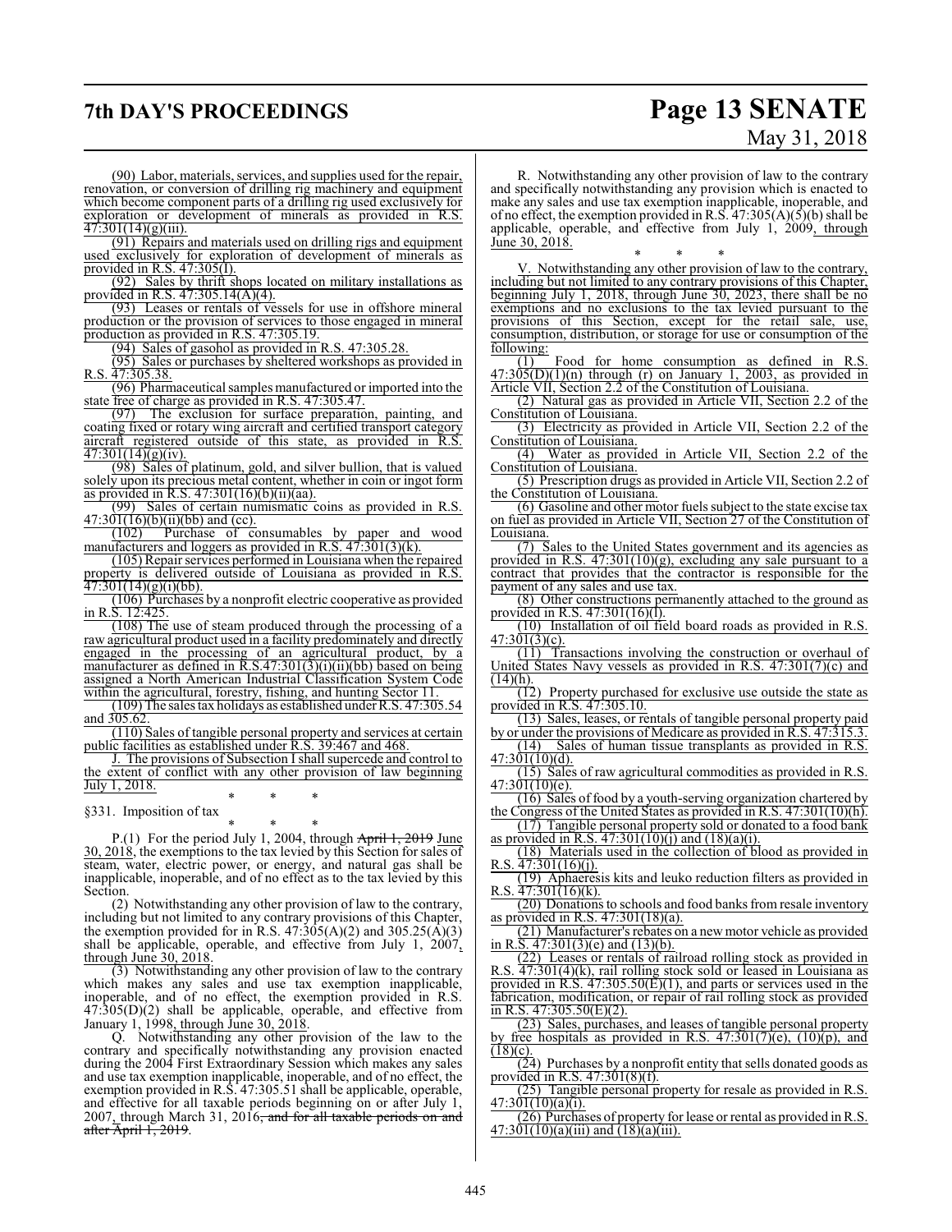(90) Labor, materials, services, and supplies used for the repair, renovation, or conversion of drilling rig machinery and equipment which become component parts of a drilling rig used exclusively for exploration or development of minerals as provided in R.S. 47:301(14)(g)(iii).

(91) Repairs and materials used on drilling rigs and equipment used exclusively for exploration of development of minerals as provided in R.S. 47:305(I).

(92) Sales by thrift shops located on military installations as provided in R.S. 47:305.14(A)(4).

(93) Leases or rentals of vessels for use in offshore mineral production or the provision of services to those engaged in mineral production as provided in R.S. 47:305.19.

(94) Sales of gasohol as provided in R.S. 47:305.28.

(95) Sales or purchases by sheltered workshops as provided in R.S. 47:305.38.

(96) Pharmaceutical samples manufactured or imported into the state free of charge as provided in R.S. 47:305.47.

(97) The exclusion for surface preparation, painting, and coating fixed or rotary wing aircraft and certified transport category aircraft registered outside of this state, as provided in R.S. 47:301(14)(g)(iv).

(98) Sales of platinum, gold, and silver bullion, that is valued solely upon its precious metal content, whether in coin or ingot form as provided in R.S. 47:301(16)(b)(ii)(aa).

(99) Sales of certain numismatic coins as provided in R.S. 47:301(16)(b)(ii)(bb) and (cc).

(102) Purchase of consumables by paper and wood manufacturers and loggers as provided in R.S. 47:301(3)(k).

(105) Repair services performed in Louisiana when the repaired property is delivered outside of Louisiana as provided in R.S. 47:301(14)(g)(i)(bb).

(106) Purchases by a nonprofit electric cooperative as provided in R.S. 12:425.

(108) The use of steam produced through the processing of a raw agricultural product used in a facility predominately and directly engaged in the processing of an agricultural product, by a manufacturer as defined in R.S.47:301(3)(i)(ii)(bb) based on being assigned a North American Industrial Classification System Code within the agricultural, forestry, fishing, and hunting Sector 11.

(109) The sales tax holidays as established under R.S. 47:305.54 and 305.62.

(110) Sales of tangible personal property and services at certain public facilities as established under R.S. 39:467 and 468.

J. The provisions of Subsection I shall supercede and control to the extent of conflict with any other provision of law beginning July 1, 2018.

\* \* \*

§331. Imposition of tax

\* \* \*

P.(1) For the period July 1, 2004, through ~~April 1, 2019~~ June 30, 2018, the exemptions to the tax levied by this Section for sales of steam, water, electric power, or energy, and natural gas shall be inapplicable, inoperable, and of no effect as to the tax levied by this Section.

(2) Notwithstanding any other provision of law to the contrary, including but not limited to any contrary provisions of this Chapter, the exemption provided for in R.S. 47:305(A)(2) and 305.25(A)(3) shall be applicable, operable, and effective from July 1, 2007, through June 30, 2018.

(3) Notwithstanding any other provision of the law to the contrary which makes any sales and use tax exemption inapplicable, inoperable, and of no effect, the exemption provided in R.S. 47:305(D)(2) shall be applicable, operable, and effective from January 1, 1998, through June 30, 2018.

Q. Notwithstanding any other provision of the law to the contrary and specifically notwithstanding any provision enacted during the 2004 First Extraordinary Session which makes any sales and use tax exemption inapplicable, inoperable, and of no effect, the exemption provided in R.S. 47:305.51 shall be applicable, operable, and effective for all taxable periods beginning on or after July 1, 2007, through March 31, 2016~~, and for all taxable periods on and after April 1, 2019~~.

R. Notwithstanding any other provision of law to the contrary and specifically notwithstanding any provision which is enacted to make any sales and use tax exemption inapplicable, inoperable, and of no effect, the exemption provided in R.S. 47:305(A)(5)(b) shall be applicable, operable, and effective from July 1, 2009, through June 30, 2018.

\* \* \*

V. Notwithstanding any other provision of law to the contrary, including but not limited to any contrary provisions of this Chapter, beginning July 1, 2018, through June 30, 2023, there shall be no exemptions and no exclusions to the tax levied pursuant to the provisions of this Section, except for the retail sale, use, consumption, distribution, or storage for use or consumption of the following:

(1) Food for home consumption as defined in R.S. 47:305(D)(1)(n) through (r) on January 1, 2003, as provided in Article VII, Section 2.2 of the Constitution of Louisiana.

(2) Natural gas as provided in Article VII, Section 2.2 of the Constitution of Louisiana.

(3) Electricity as provided in Article VII, Section 2.2 of the Constitution of Louisiana.

(4) Water as provided in Article VII, Section 2.2 of the Constitution of Louisiana.

(5) Prescription drugs as provided in Article VII, Section 2.2 of the Constitution of Louisiana.

(6) Gasoline and other motor fuels subject to the state excise tax on fuel as provided in Article VII, Section 27 of the Constitution of Louisiana.

(7) Sales to the United States government and its agencies as provided in R.S. 47:301(10)(g), excluding any sale pursuant to a contract that provides that the contractor is responsible for the payment of any sales and use tax.

(8) Other constructions permanently attached to the ground as provided in R.S. 47:301(16)(l).

(10) Installation of oil field board roads as provided in R.S. 47:301(3)(c).

(11) Transactions involving the construction or overhaul of United States Navy vessels as provided in R.S. 47:301(7)(c) and (14)(h).

(12) Property purchased for exclusive use outside the state as provided in R.S. 47:305.10.

(13) Sales, leases, or rentals of tangible personal property paid by or under the provisions of Medicare as provided in R.S. 47:315.3.

(14) Sales of human tissue transplants as provided in R.S. 47:301(10)(d).

(15) Sales of raw agricultural commodities as provided in R.S. 47:301(10)(e).

(16) Sales of food by a youth-serving organization chartered by the Congress of the United States as provided in R.S. 47:301(10)(h).

(17) Tangible personal property sold or donated to a food bank as provided in R.S. 47:301(10)(j) and (18)(a)(i).

(18) Materials used in the collection of blood as provided in R.S. 47:301(16)(j).

(19) Aphaeresis kits and leuko reduction filters as provided in R.S. 47:301(16)(k).

(20) Donations to schools and food banks from resale inventory as provided in R.S. 47:301(18)(a).

(21) Manufacturer's rebates on a new motor vehicle as provided in R.S. 47:301(3)(e) and (13)(b).

(22) Leases or rentals of railroad rolling stock as provided in R.S. 47:301(4)(k), rail rolling stock sold or leased in Louisiana as provided in R.S. 47:305.50(E)(1), and parts or services used in the fabrication, modification, or repair of rail rolling stock as provided in R.S. 47:305.50(E)(2).

(23) Sales, purchases, and leases of tangible personal property by free hospitals as provided in R.S. 47:301(7)(e), (10)(p), and (18)(c).

(24) Purchases by a nonprofit entity that sells donated goods as provided in R.S. 47:301(8)(f).

(25) Tangible personal property for resale as provided in R.S. 47:301(10)(a)(i).

(26) Purchases of property for lease or rental as provided in R.S. 47:301(10)(a)(iii) and (18)(a)(iii).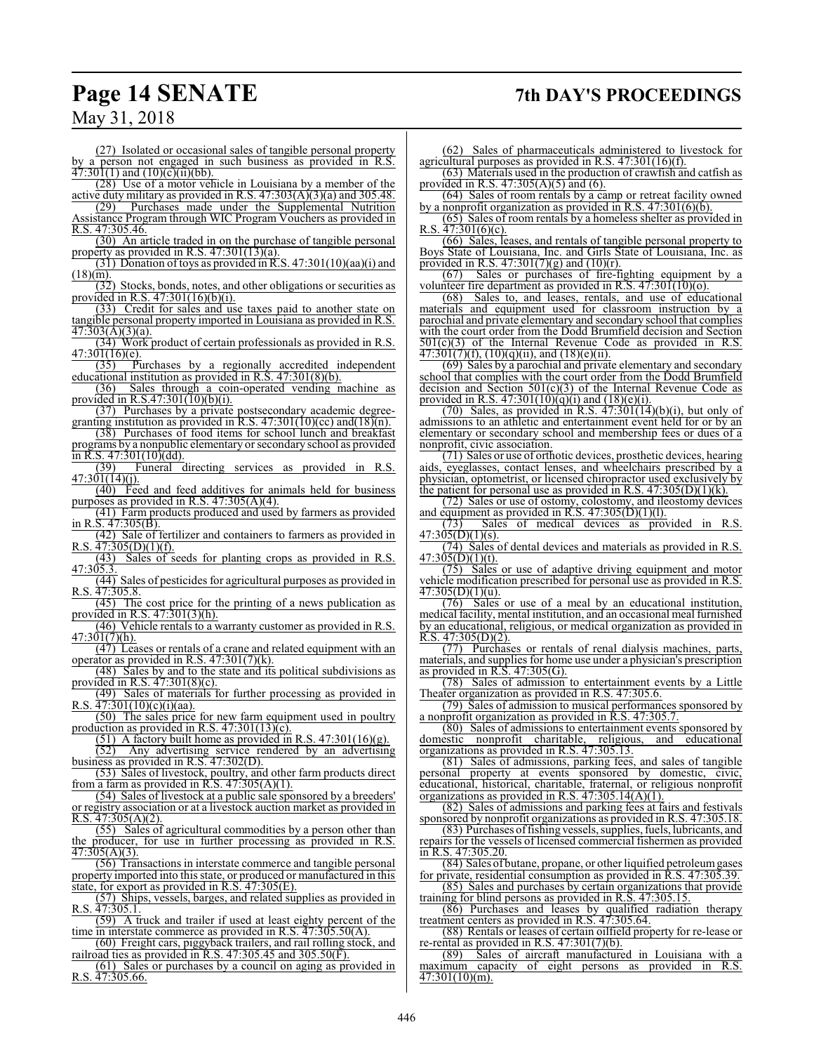(27) Isolated or occasional sales of tangible personal property by a person not engaged in such business as provided in R.S. 47:301(1) and (10)(c)(ii)(bb).

(28) Use of a motor vehicle in Louisiana by a member of the active duty military as provided in R.S. 47:303(A)(3)(a) and 305.48.

(29) Purchases made under the Supplemental Nutrition Assistance Program through WIC Program Vouchers as provided in R.S. 47:305.46.

(30) An article traded in on the purchase of tangible personal property as provided in R.S. 47:301(13)(a).

(31) Donation of toys as provided in R.S. 47:301(10)(aa)(i) and (18)(m).

(32) Stocks, bonds, notes, and other obligations or securities as provided in R.S. 47:301(16)(b)(i).

(33) Credit for sales and use taxes paid to another state on tangible personal property imported in Louisiana as provided in R.S. 47:303(A)(3)(a).

(34) Work product of certain professionals as provided in R.S. 47:301(16)(e).

(35) Purchases by a regionally accredited independent educational institution as provided in R.S. 47:301(8)(b).

(36) Sales through a coin-operated vending machine as provided in R.S.47:301(10)(b)(i).

(37) Purchases by a private postsecondary academic degree-granting institution as provided in R.S. 47:301(10)(cc) and(18)(n).

(38) Purchases of food items for school lunch and breakfast programs by a nonpublic elementary or secondary school as provided in R.S. 47:301(10)(dd).

(39) Funeral directing services as provided in R.S. 47:301(14)(j).

(40) Feed and feed additives for animals held for business purposes as provided in R.S. 47:305(A)(4).

(41) Farm products produced and used by farmers as provided in R.S. 47:305(B).

(42) Sale of fertilizer and containers to farmers as provided in R.S. 47:305(D)(1)(f).

(43) Sales of seeds for planting crops as provided in R.S. 47:305.3.

(44) Sales of pesticides for agricultural purposes as provided in R.S. 47:305.8.

(45) The cost price for the printing of a news publication as provided in R.S. 47:301(3)(h).

(46) Vehicle rentals to a warranty customer as provided in R.S. 47:301(7)(h).

(47) Leases or rentals of a crane and related equipment with an operator as provided in R.S. 47:301(7)(k).

(48) Sales by and to the state and its political subdivisions as provided in R.S. 47:301(8)(c).

(49) Sales of materials for further processing as provided in R.S. 47:301(10)(c)(i)(aa).

(50) The sales price for new farm equipment used in poultry production as provided in R.S. 47:301(13)(c).

(51) A factory built home as provided in R.S. 47:301(16)(g).

(52) Any advertising service rendered by an advertising business as provided in R.S. 47:302(D).

(53) Sales of livestock, poultry, and other farm products direct from a farm as provided in R.S. 47:305(A)(1).

(54) Sales of livestock at a public sale sponsored by a breeders' or registry association or at a livestock auction market as provided in R.S. 47:305(A)(2).

(55) Sales of agricultural commodities by a person other than the producer, for use in further processing as provided in R.S. 47:305(A)(3).

(56) Transactions in interstate commerce and tangible personal property imported into this state, or produced or manufactured in this state, for export as provided in R.S. 47:305(E).

(57) Ships, vessels, barges, and related supplies as provided in R.S. 47:305.1.

(59) A truck and trailer if used at least eighty percent of the time in interstate commerce as provided in R.S. 47:305.50(A).

(60) Freight cars, piggyback trailers, and rail rolling stock, and railroad ties as provided in R.S. 47:305.45 and 305.50(F).

(61) Sales or purchases by a council on aging as provided in R.S. 47:305.66.

(62) Sales of pharmaceuticals administered to livestock for agricultural purposes as provided in R.S. 47:301(16)(f).

(63) Materials used in the production of crawfish and catfish as provided in R.S. 47:305(A)(5) and (6).

(64) Sales of room rentals by a camp or retreat facility owned by a nonprofit organization as provided in R.S. 47:301(6)(b).

(65) Sales of room rentals by a homeless shelter as provided in R.S. 47:301(6)(c).

(66) Sales, leases, and rentals of tangible personal property to Boys State of Louisiana, Inc. and Girls State of Louisiana, Inc. as provided in R.S. 47:301(7)(g) and (10)(r).

(67) Sales or purchases of fire-fighting equipment by a volunteer fire department as provided in R.S. 47:301(10)(o).

(68) Sales to, and leases, rentals, and use of educational materials and equipment used for classroom instruction by a parochial and private elementary and secondary school that complies with the court order from the Dodd Brumfield decision and Section 501(c)(3) of the Internal Revenue Code as provided in R.S. 47:301(7)(f), (10)(q)(ii), and (18)(e)(ii).

(69) Sales by a parochial and private elementary and secondary school that complies with the court order from the Dodd Brumfield decision and Section 501(c)(3) of the Internal Revenue Code as provided in R.S. 47:301(10)(q)(i) and (18)(e)(i).

(70) Sales, as provided in R.S. 47:301(14)(b)(i), but only of admissions to an athletic and entertainment event held for or by an elementary or secondary school and membership fees or dues of a nonprofit, civic association.

(71) Sales or use of orthotic devices, prosthetic devices, hearing aids, eyeglasses, contact lenses, and wheelchairs prescribed by a physician, optometrist, or licensed chiropractor used exclusively by the patient for personal use as provided in R.S. 47:305(D)(1)(k).

(72) Sales or use of ostomy, colostomy, and ileostomy devices and equipment as provided in R.S. 47:305(D)(1)(l).

(73) Sales of medical devices as provided in R.S. 47:305(D)(1)(s).

(74) Sales of dental devices and materials as provided in R.S. 47:305(D)(1)(t).

(75) Sales or use of adaptive driving equipment and motor vehicle modification prescribed for personal use as provided in R.S. 47:305(D)(1)(u).

(76) Sales or use of a meal by an educational institution, medical facility, mental institution, and an occasional meal furnished by an educational, religious, or medical organization as provided in R.S. 47:305(D)(2).

(77) Purchases or rentals of renal dialysis machines, parts, materials, and supplies for home use under a physician's prescription as provided in R.S. 47:305(G).

(78) Sales of admission to entertainment events by a Little Theater organization as provided in R.S. 47:305.6.

(79) Sales of admission to musical performances sponsored by a nonprofit organization as provided in R.S. 47:305.7.

(80) Sales of admissions to entertainment events sponsored by domestic nonprofit charitable, religious, and educational organizations as provided in R.S. 47:305.13.

(81) Sales of admissions, parking fees, and sales of tangible personal property at events sponsored by domestic, civic, educational, historical, charitable, fraternal, or religious nonprofit organizations as provided in R.S. 47:305.14(A)(1).

(82) Sales of admissions and parking fees at fairs and festivals sponsored by nonprofit organizations as provided in R.S. 47:305.18.

(83) Purchases of fishing vessels, supplies, fuels, lubricants, and repairs for the vessels of licensed commercial fishermen as provided in R.S. 47:305.20.

(84) Sales of butane, propane, or other liquified petroleum gases for private, residential consumption as provided in R.S. 47:305.39.

(85) Sales and purchases by certain organizations that provide training for blind persons as provided in R.S. 47:305.15.

(86) Purchases and leases by qualified radiation therapy treatment centers as provided in R.S. 47:305.64.

(88) Rentals or leases of certain oilfield property for re-lease or re-rental as provided in R.S. 47:301(7)(b).

(89) Sales of aircraft manufactured in Louisiana with a maximum capacity of eight persons as provided in R.S. 47:301(10)(m).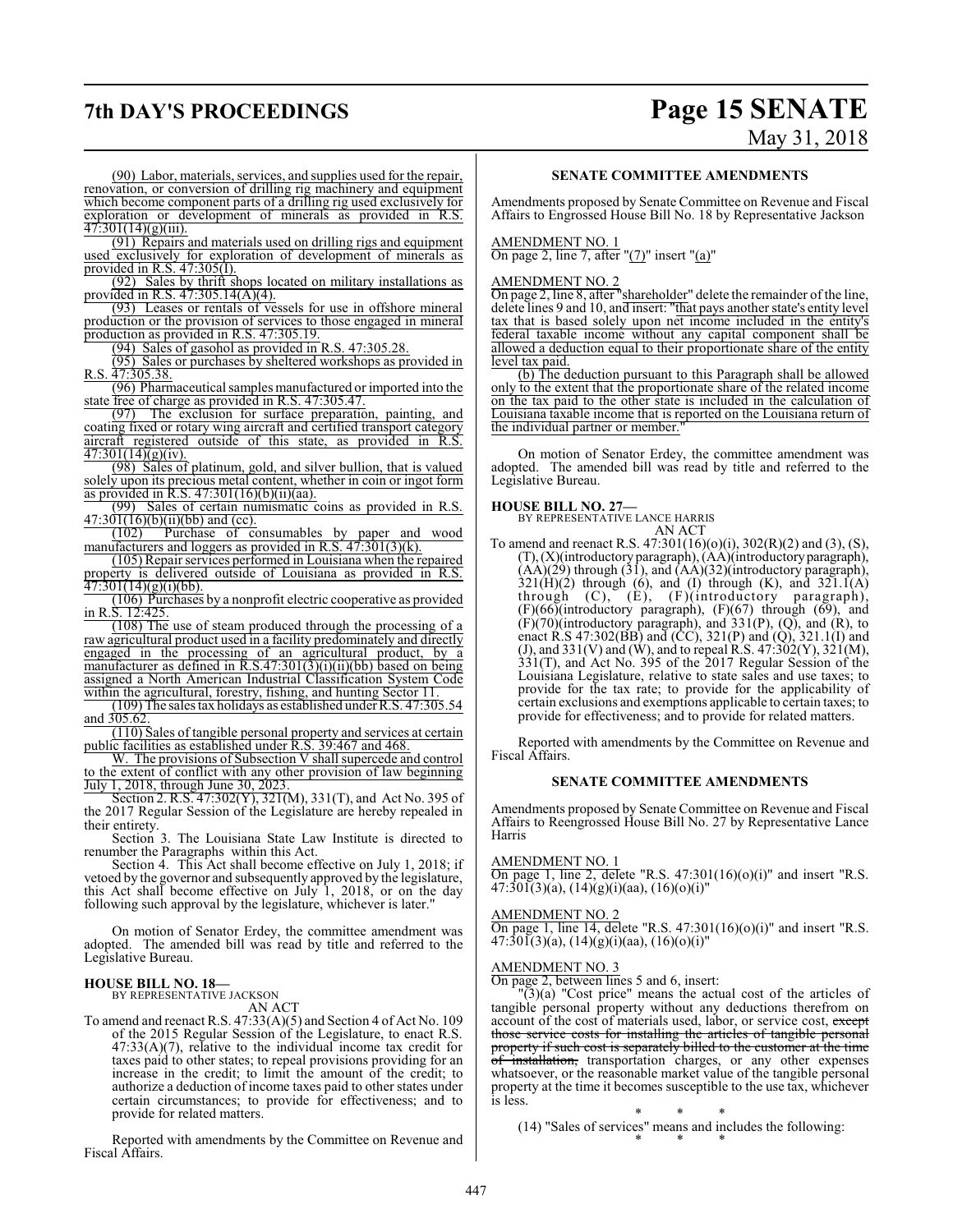(90) Labor, materials, services, and supplies used for the repair, renovation, or conversion of drilling rig machinery and equipment which become component parts of a drilling rig used exclusively for exploration or development of minerals as provided in R.S. 47:301(14)(g)(iii).

(91) Repairs and materials used on drilling rigs and equipment used exclusively for exploration of development of minerals as provided in R.S. 47:305(I).

(92) Sales by thrift shops located on military installations as provided in R.S. 47:305.14(A)(4).

(93) Leases or rentals of vessels for use in offshore mineral production or the provision of services to those engaged in mineral production as provided in R.S. 47:305.19.

(94) Sales of gasohol as provided in R.S. 47:305.28.

(95) Sales or purchases by sheltered workshops as provided in R.S. 47:305.38.

(96) Pharmaceutical samples manufactured or imported into the state free of charge as provided in R.S. 47:305.47.

(97) The exclusion for surface preparation, painting, and coating fixed or rotary wing aircraft and certified transport category aircraft registered outside of this state, as provided in R.S. 47:301(14)(g)(iv).

(98) Sales of platinum, gold, and silver bullion, that is valued solely upon its precious metal content, whether in coin or ingot form as provided in R.S. 47:301(16)(b)(ii)(aa).

(99) Sales of certain numismatic coins as provided in R.S. 47:301(16)(b)(ii)(bb) and (cc).

(102) Purchase of consumables by paper and wood manufacturers and loggers as provided in R.S. 47:301(3)(k).

(105) Repair services performed in Louisiana when the repaired property is delivered outside of Louisiana as provided in R.S. 47:301(14)(g)(i)(bb).

(106) Purchases by a nonprofit electric cooperative as provided in R.S. 12:425.

(108) The use of steam produced through the processing of a raw agricultural product used in a facility predominately and directly engaged in the processing of an agricultural product, by a manufacturer as defined in R.S.47:301(3)(i)(ii)(bb) based on being assigned a North American Industrial Classification System Code within the agricultural, forestry, fishing, and hunting Sector 11.

(109) The sales tax holidays as established under R.S. 47:305.54 and 305.62.

(110) Sales of tangible personal property and services at certain public facilities as established under R.S. 39:467 and 468.

W. The provisions of Subsection V shall supercede and control to the extent of conflict with any other provision of law beginning July 1, 2018, through June 30, 2023.

Section 2. R.S. 47:302(Y), 321(M), 331(T), and Act No. 395 of the 2017 Regular Session of the Legislature are hereby repealed in their entirety.

Section 3. The Louisiana State Law Institute is directed to renumber the Paragraphs within this Act.

Section 4. This Act shall become effective on July 1, 2018; if vetoed by the governor and subsequently approved by the legislature, this Act shall become effective on July 1, 2018, or on the day following such approval by the legislature, whichever is later."

On motion of Senator Erdey, the committee amendment was adopted. The amended bill was read by title and referred to the Legislative Bureau.

**HOUSE BILL NO. 18—**
BY REPRESENTATIVE JACKSON

AN ACT

To amend and reenact R.S. 47:33(A)(5) and Section 4 of Act No. 109 of the 2015 Regular Session of the Legislature, to enact R.S. 47:33(A)(7), relative to the individual income tax credit for taxes paid to other states; to repeal provisions providing for an increase in the credit; to limit the amount of the credit; to authorize a deduction of income taxes paid to other states under certain circumstances; to provide for effectiveness; and to provide for related matters.

Reported with amendments by the Committee on Revenue and Fiscal Affairs.

**SENATE COMMITTEE AMENDMENTS**

Amendments proposed by Senate Committee on Revenue and Fiscal Affairs to Engrossed House Bill No. 18 by Representative Jackson

AMENDMENT NO. 1
On page 2, line 7, after "(7)" insert "(a)"

AMENDMENT NO. 2
On page 2, line 8, after "shareholder" delete the remainder of the line, delete lines 9 and 10, and insert: "that pays another state's entity level tax that is based solely upon net income included in the entity's federal taxable income without any capital component shall be allowed a deduction equal to their proportionate share of the entity level tax paid.

(b) The deduction pursuant to this Paragraph shall be allowed only to the extent that the proportionate share of the related income on the tax paid to the other state is included in the calculation of Louisiana taxable income that is reported on the Louisiana return of the individual partner or member."

On motion of Senator Erdey, the committee amendment was adopted. The amended bill was read by title and referred to the Legislative Bureau.

**HOUSE BILL NO. 27—**
BY REPRESENTATIVE LANCE HARRIS

AN ACT

To amend and reenact R.S. 47:301(16)(o)(i), 302(R)(2) and (3), (S), (T), (X)(introductory paragraph), (AA)(introductory paragraph), (AA)(29) through (31), and (AA)(32)(introductory paragraph), 321(H)(2) through (6), and (I) through (K), and 321.1(A) through (C), (E), (F)(introductory paragraph), (F)(66)(introductory paragraph), (F)(67) through (69), and (F)(70)(introductory paragraph), and 331(P), (Q), and (R), to enact R.S 47:302(BB) and (CC), 321(P) and (Q), 321.1(I) and (J), and 331(V) and (W), and to repeal R.S. 47:302(Y), 321(M), 331(T), and Act No. 395 of the 2017 Regular Session of the Louisiana Legislature, relative to state sales and use taxes; to provide for the tax rate; to provide for the applicability of certain exclusions and exemptions applicable to certain taxes; to provide for effectiveness; and to provide for related matters.

Reported with amendments by the Committee on Revenue and Fiscal Affairs.

**SENATE COMMITTEE AMENDMENTS**

Amendments proposed by Senate Committee on Revenue and Fiscal Affairs to Reengrossed House Bill No. 27 by Representative Lance Harris

AMENDMENT NO. 1
On page 1, line 2, delete "R.S. 47:301(16)(o)(i)" and insert "R.S. 47:301(3)(a), (14)(g)(i)(aa), (16)(o)(i)"

AMENDMENT NO. 2
On page 1, line 14, delete "R.S. 47:301(16)(o)(i)" and insert "R.S. 47:301(3)(a), (14)(g)(i)(aa), (16)(o)(i)"

AMENDMENT NO. 3
On page 2, between lines 5 and 6, insert:

"(3)(a) "Cost price" means the actual cost of the articles of tangible personal property without any deductions therefrom on account of the cost of materials used, labor, or service cost, ~~except those service costs for installing the articles of tangible personal property if such cost is separately billed to the customer at the time of installation,~~ transportation charges, or any other expenses whatsoever, or the reasonable market value of the tangible personal property at the time it becomes susceptible to the use tax, whichever is less.

\* \* \*

(14) "Sales of services" means and includes the following:

\* \* \*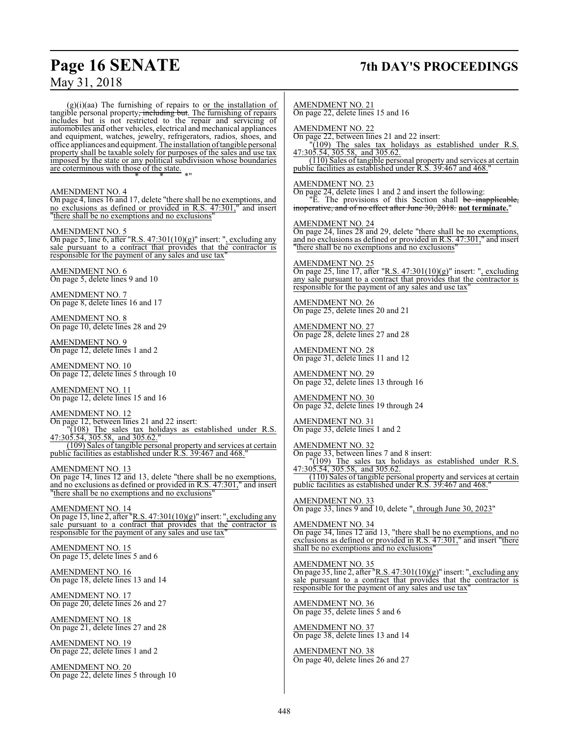(g)(i)(aa) The furnishing of repairs to or the installation of tangible personal property, including but. The furnishing of repairs includes but is not restricted to the repair and servicing of automobiles and other vehicles, electrical and mechanical appliances and equipment, watches, jewelry, refrigerators, radios, shoes, and office appliances and equipment. The installation of tangible personal property shall be taxable solely for purposes of the sales and use tax imposed by the state or any political subdivision whose boundaries are coterminous with those of the state.

\* \* \*"

AMENDMENT NO. 4
On page 4, lines 16 and 17, delete "there shall be no exemptions, and no exclusions as defined or provided in R.S. 47:301," and insert "there shall be no exemptions and no exclusions"

AMENDMENT NO. 5
On page 5, line 6, after "R.S. 47:301(10)(g)" insert: ", excluding any sale pursuant to a contract that provides that the contractor is responsible for the payment of any sales and use tax"

AMENDMENT NO. 6
On page 5, delete lines 9 and 10

AMENDMENT NO. 7
On page 8, delete lines 16 and 17

AMENDMENT NO. 8
On page 10, delete lines 28 and 29

AMENDMENT NO. 9
On page 12, delete lines 1 and 2

AMENDMENT NO. 10
On page 12, delete lines 5 through 10

AMENDMENT NO. 11
On page 12, delete lines 15 and 16

AMENDMENT NO. 12
On page 12, between lines 21 and 22 insert:
"(108) The sales tax holidays as established under R.S. 47:305.54, 305.58, and 305.62."
(109) Sales of tangible personal property and services at certain public facilities as established under R.S. 39:467 and 468."

AMENDMENT NO. 13
On page 14, lines 12 and 13, delete "there shall be no exemptions, and no exclusions as defined or provided in R.S. 47:301," and insert "there shall be no exemptions and no exclusions"

AMENDMENT NO. 14
On page 15, line 2, after "R.S. 47:301(10)(g)" insert: ", excluding any sale pursuant to a contract that provides that the contractor is responsible for the payment of any sales and use tax"

AMENDMENT NO. 15
On page 15, delete lines 5 and 6

AMENDMENT NO. 16
On page 18, delete lines 13 and 14

AMENDMENT NO. 17
On page 20, delete lines 26 and 27

AMENDMENT NO. 18
On page 21, delete lines 27 and 28

AMENDMENT NO. 19
On page 22, delete lines 1 and 2

AMENDMENT NO. 20
On page 22, delete lines 5 through 10

AMENDMENT NO. 21
On page 22, delete lines 15 and 16

AMENDMENT NO. 22
On page 22, between lines 21 and 22 insert:
"(109) The sales tax holidays as established under R.S. 47:305.54, 305.58, and 305.62.
(110) Sales of tangible personal property and services at certain public facilities as established under R.S. 39:467 and 468."

AMENDMENT NO. 23
On page 24, delete lines 1 and 2 and insert the following:
"E. The provisions of this Section shall be inapplicable, inoperative, and of no effect after June 30, 2018. **not terminate.**"

AMENDMENT NO. 24
On page 24, lines 28 and 29, delete "there shall be no exemptions, and no exclusions as defined or provided in R.S. 47:301," and insert "there shall be no exemptions and no exclusions"

AMENDMENT NO. 25
On page 25, line 17, after "R.S. 47:301(10)(g)" insert: ", excluding any sale pursuant to a contract that provides that the contractor is responsible for the payment of any sales and use tax"

AMENDMENT NO. 26
On page 25, delete lines 20 and 21

AMENDMENT NO. 27
On page 28, delete lines 27 and 28

AMENDMENT NO. 28
On page 31, delete lines 11 and 12

AMENDMENT NO. 29
On page 32, delete lines 13 through 16

AMENDMENT NO. 30
On page 32, delete lines 19 through 24

AMENDMENT NO. 31
On page 33, delete lines 1 and 2

AMENDMENT NO. 32
On page 33, between lines 7 and 8 insert:
"(109) The sales tax holidays as established under R.S. 47:305.54, 305.58, and 305.62.
(110) Sales of tangible personal property and services at certain public facilities as established under R.S. 39:467 and 468."

AMENDMENT NO. 33
On page 33, lines 9 and 10, delete ", through June 30, 2023"

AMENDMENT NO. 34
On page 34, lines 12 and 13, "there shall be no exemptions, and no exclusions as defined or provided in R.S. 47:301," and insert "there shall be no exemptions and no exclusions"

AMENDMENT NO. 35
On page 35, line 2, after "R.S. 47:301(10)(g)" insert: ", excluding any sale pursuant to a contract that provides that the contractor is responsible for the payment of any sales and use tax"

AMENDMENT NO. 36
On page 35, delete lines 5 and 6

AMENDMENT NO. 37
On page 38, delete lines 13 and 14

AMENDMENT NO. 38
On page 40, delete lines 26 and 27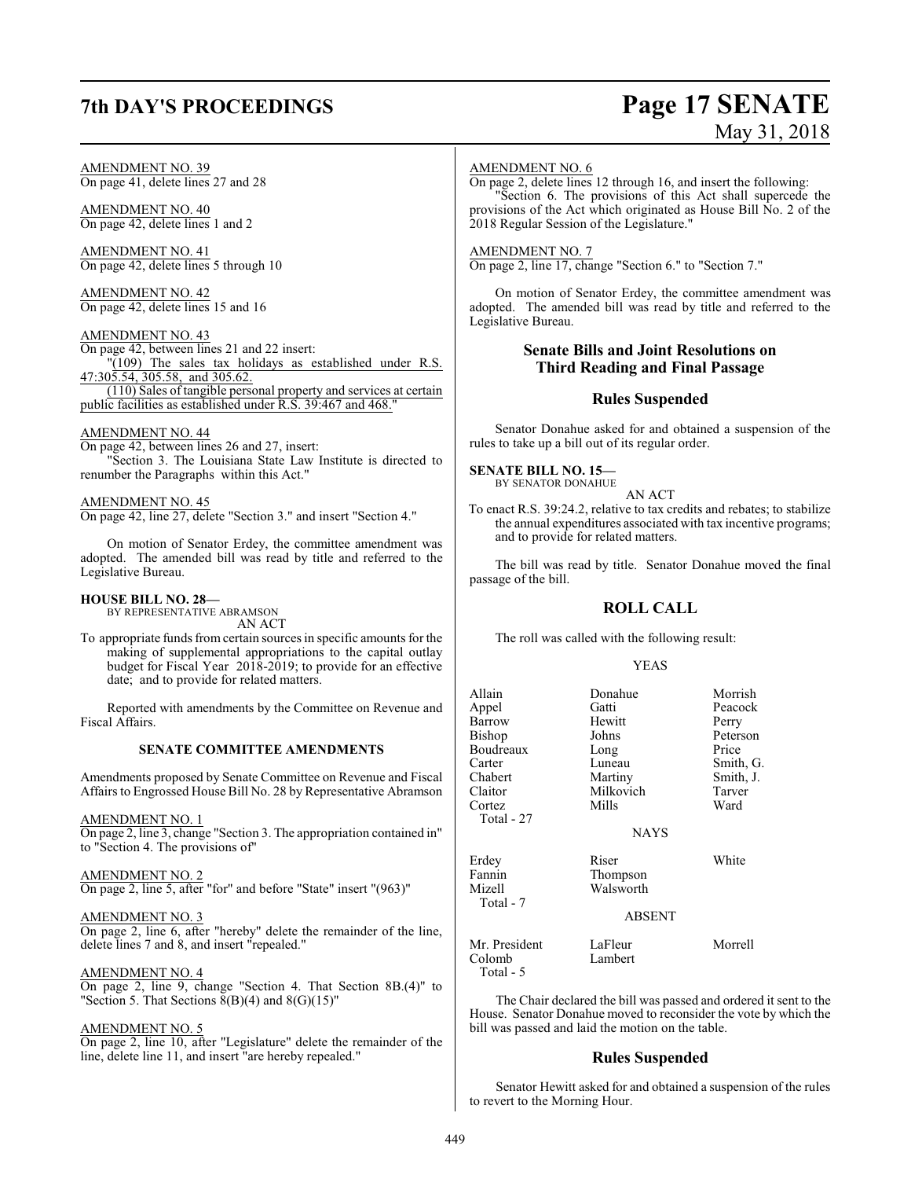AMENDMENT NO. 39
On page 41, delete lines 27 and 28

AMENDMENT NO. 40
On page 42, delete lines 1 and 2

AMENDMENT NO. 41
On page 42, delete lines 5 through 10

AMENDMENT NO. 42
On page 42, delete lines 15 and 16

AMENDMENT NO. 43
On page 42, between lines 21 and 22 insert:

"(109) The sales tax holidays as established under R.S. 47:305.54, 305.58, and 305.62.

(110) Sales of tangible personal property and services at certain public facilities as established under R.S. 39:467 and 468."

AMENDMENT NO. 44
On page 42, between lines 26 and 27, insert:

"Section 3. The Louisiana State Law Institute is directed to renumber the Paragraphs within this Act."

AMENDMENT NO. 45
On page 42, line 27, delete "Section 3." and insert "Section 4."

On motion of Senator Erdey, the committee amendment was adopted. The amended bill was read by title and referred to the Legislative Bureau.

**HOUSE BILL NO. 28—**
BY REPRESENTATIVE ABRAMSON
AN ACT

To appropriate funds from certain sources in specific amounts for the making of supplemental appropriations to the capital outlay budget for Fiscal Year 2018-2019; to provide for an effective date; and to provide for related matters.

Reported with amendments by the Committee on Revenue and Fiscal Affairs.

**SENATE COMMITTEE AMENDMENTS**

Amendments proposed by Senate Committee on Revenue and Fiscal Affairs to Engrossed House Bill No. 28 by Representative Abramson

AMENDMENT NO. 1
On page 2, line 3, change "Section 3. The appropriation contained in" to "Section 4. The provisions of"

AMENDMENT NO. 2
On page 2, line 5, after "for" and before "State" insert "(963)"

AMENDMENT NO. 3
On page 2, line 6, after "hereby" delete the remainder of the line, delete lines 7 and 8, and insert "repealed."

AMENDMENT NO. 4
On page 2, line 9, change "Section 4. That Section 8B.(4)" to "Section 5. That Sections 8(B)(4) and 8(G)(15)"

AMENDMENT NO. 5
On page 2, line 10, after "Legislature" delete the remainder of the line, delete line 11, and insert "are hereby repealed."

AMENDMENT NO. 6
On page 2, delete lines 12 through 16, and insert the following:

"Section 6. The provisions of this Act shall supercede the provisions of the Act which originated as House Bill No. 2 of the 2018 Regular Session of the Legislature."

AMENDMENT NO. 7
On page 2, line 17, change "Section 6." to "Section 7."

On motion of Senator Erdey, the committee amendment was adopted. The amended bill was read by title and referred to the Legislative Bureau.

## Senate Bills and Joint Resolutions on Third Reading and Final Passage

## Rules Suspended

Senator Donahue asked for and obtained a suspension of the rules to take up a bill out of its regular order.

**SENATE BILL NO. 15—**
BY SENATOR DONAHUE
AN ACT

To enact R.S. 39:24.2, relative to tax credits and rebates; to stabilize the annual expenditures associated with tax incentive programs; and to provide for related matters.

The bill was read by title. Senator Donahue moved the final passage of the bill.

## ROLL CALL

The roll was called with the following result:

YEAS

| | | |
|---|---|---|
| Allain | Donahue | Morrish |
| Appel | Gatti | Peacock |
| Barrow | Hewitt | Perry |
| Bishop | Johns | Peterson |
| Boudreaux | Long | Price |
| Carter | Luneau | Smith, G. |
| Chabert | Martiny | Smith, J. |
| Claitor | Milkovich | Tarver |
| Cortez | Mills | Ward |
| Total - 27 | | |

NAYS

| | | |
|---|---|---|
| Erdey | Riser | White |
| Fannin | Thompson | |
| Mizell | Walsworth | |
| Total - 7 | | |

ABSENT

| | | |
|---|---|---|
| Mr. President | LaFleur | Morrell |
| Colomb | Lambert | |
| Total - 5 | | |

The Chair declared the bill was passed and ordered it sent to the House. Senator Donahue moved to reconsider the vote by which the bill was passed and laid the motion on the table.

## Rules Suspended

Senator Hewitt asked for and obtained a suspension of the rules to revert to the Morning Hour.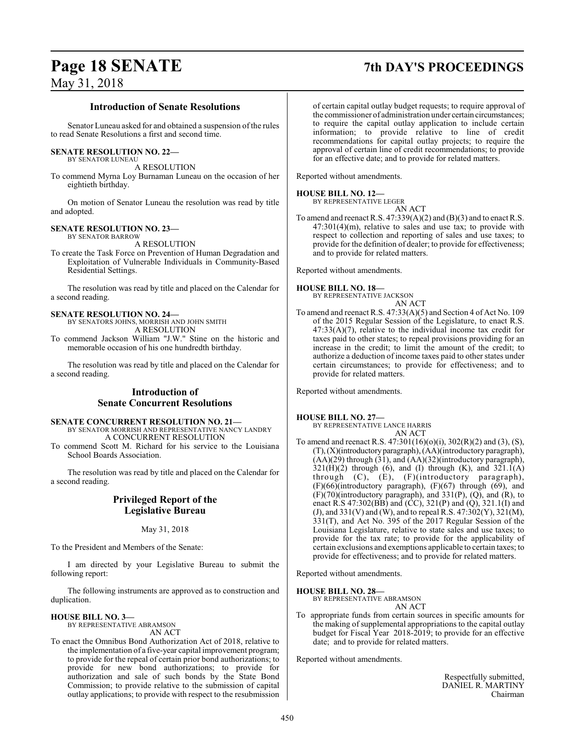## Introduction of Senate Resolutions

Senator Luneau asked for and obtained a suspension of the rules to read Senate Resolutions a first and second time.

**SENATE RESOLUTION NO. 22—**
BY SENATOR LUNEAU

A RESOLUTION

To commend Myrna Loy Burnaman Luneau on the occasion of her eightieth birthday.

On motion of Senator Luneau the resolution was read by title and adopted.

**SENATE RESOLUTION NO. 23—**
BY SENATOR BARROW

A RESOLUTION

To create the Task Force on Prevention of Human Degradation and Exploitation of Vulnerable Individuals in Community-Based Residential Settings.

The resolution was read by title and placed on the Calendar for a second reading.

**SENATE RESOLUTION NO. 24—**
BY SENATORS JOHNS, MORRISH AND JOHN SMITH

A RESOLUTION

To commend Jackson William "J.W." Stine on the historic and memorable occasion of his one hundredth birthday.

The resolution was read by title and placed on the Calendar for a second reading.

## Introduction of Senate Concurrent Resolutions

**SENATE CONCURRENT RESOLUTION NO. 21—**
BY SENATOR MORRISH AND REPRESENTATIVE NANCY LANDRY

A CONCURRENT RESOLUTION

To commend Scott M. Richard for his service to the Louisiana School Boards Association.

The resolution was read by title and placed on the Calendar for a second reading.

## Privileged Report of the Legislative Bureau

May 31, 2018

To the President and Members of the Senate:

I am directed by your Legislative Bureau to submit the following report:

The following instruments are approved as to construction and duplication.

**HOUSE BILL NO. 3—**
BY REPRESENTATIVE ABRAMSON

AN ACT

To enact the Omnibus Bond Authorization Act of 2018, relative to the implementation of a five-year capital improvement program; to provide for the repeal of certain prior bond authorizations; to provide for new bond authorizations; to provide for authorization and sale of such bonds by the State Bond Commission; to provide relative to the submission of capital outlay applications; to provide with respect to the resubmission of certain capital outlay budget requests; to require approval of the commissioner of administration under certain circumstances; to require the capital outlay application to include certain information; to provide relative to line of credit recommendations for capital outlay projects; to require the approval of certain line of credit recommendations; to provide for an effective date; and to provide for related matters.

Reported without amendments.

**HOUSE BILL NO. 12—**
BY REPRESENTATIVE LEGER

AN ACT

To amend and reenact R.S. 47:339(A)(2) and (B)(3) and to enact R.S. 47:301(4)(m), relative to sales and use tax; to provide with respect to collection and reporting of sales and use taxes; to provide for the definition of dealer; to provide for effectiveness; and to provide for related matters.

Reported without amendments.

**HOUSE BILL NO. 18—**
BY REPRESENTATIVE JACKSON

AN ACT

To amend and reenact R.S. 47:33(A)(5) and Section 4 of Act No. 109 of the 2015 Regular Session of the Legislature, to enact R.S. 47:33(A)(7), relative to the individual income tax credit for taxes paid to other states; to repeal provisions providing for an increase in the credit; to limit the amount of the credit; to authorize a deduction of income taxes paid to other states under certain circumstances; to provide for effectiveness; and to provide for related matters.

Reported without amendments.

**HOUSE BILL NO. 27—**
BY REPRESENTATIVE LANCE HARRIS

AN ACT

To amend and reenact R.S. 47:301(16)(o)(i), 302(R)(2) and (3), (S), (T), (X)(introductory paragraph), (AA)(introductory paragraph), (AA)(29) through (31), and (AA)(32)(introductory paragraph), 321(H)(2) through (6), and (I) through (K), and 321.1(A) through (C), (E), (F)(introductory paragraph), (F)(66)(introductory paragraph), (F)(67) through (69), and (F)(70)(introductory paragraph), and 331(P), (Q), and (R), to enact R.S 47:302(BB) and (CC), 321(P) and (Q), 321.1(I) and (J), and 331(V) and (W), and to repeal R.S. 47:302(Y), 321(M), 331(T), and Act No. 395 of the 2017 Regular Session of the Louisiana Legislature, relative to state sales and use taxes; to provide for the tax rate; to provide for the applicability of certain exclusions and exemptions applicable to certain taxes; to provide for effectiveness; and to provide for related matters.

Reported without amendments.

**HOUSE BILL NO. 28—**
BY REPRESENTATIVE ABRAMSON

AN ACT

To appropriate funds from certain sources in specific amounts for the making of supplemental appropriations to the capital outlay budget for Fiscal Year 2018-2019; to provide for an effective date; and to provide for related matters.

Reported without amendments.

Respectfully submitted,
DANIEL R. MARTINY
Chairman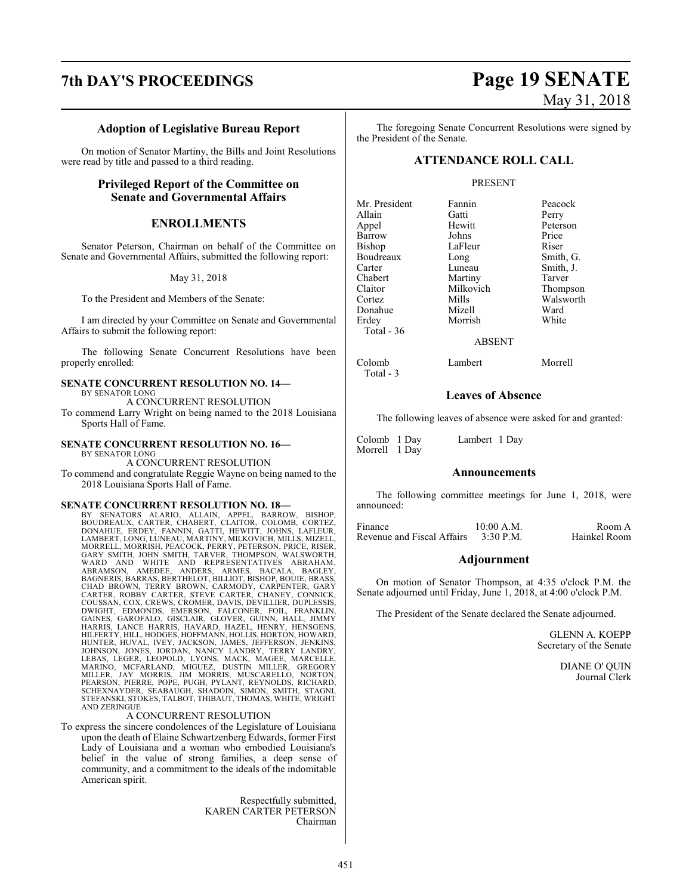## Adoption of Legislative Bureau Report

On motion of Senator Martiny, the Bills and Joint Resolutions were read by title and passed to a third reading.

## Privileged Report of the Committee on Senate and Governmental Affairs

## ENROLLMENTS

Senator Peterson, Chairman on behalf of the Committee on Senate and Governmental Affairs, submitted the following report:

May 31, 2018

To the President and Members of the Senate:

I am directed by your Committee on Senate and Governmental Affairs to submit the following report:

The following Senate Concurrent Resolutions have been properly enrolled:

**SENATE CONCURRENT RESOLUTION NO. 14—**
BY SENATOR LONG
A CONCURRENT RESOLUTION
To commend Larry Wright on being named to the 2018 Louisiana Sports Hall of Fame.

**SENATE CONCURRENT RESOLUTION NO. 16—**
BY SENATOR LONG
A CONCURRENT RESOLUTION
To commend and congratulate Reggie Wayne on being named to the 2018 Louisiana Sports Hall of Fame.

**SENATE CONCURRENT RESOLUTION NO. 18—**
BY SENATORS ALARIO, ALLAIN, APPEL, BARROW, BISHOP, BOUDREAUX, CARTER, CHABERT, CLAITOR, COLOMB, CORTEZ, DONAHUE, ERDEY, FANNIN, GATTI, HEWITT, JOHNS, LAFLEUR, LAMBERT, LONG, LUNEAU, MARTINY, MILKOVICH, MILLS, MIZELL, MORRELL, MORRISH, PEACOCK, PERRY, PETERSON, PRICE, RISER, GARY SMITH, JOHN SMITH, TARVER, THOMPSON, WALSWORTH, WARD AND WHITE AND REPRESENTATIVES ABRAHAM, ABRAMSON, AMEDEE, ANDERS, ARMES, BACALA, BAGLEY, BAGNERIS, BARRAS, BERTHELOT, BILLIOT, BISHOP, BOUIE, BRASS, CHAD BROWN, TERRY BROWN, CARMODY, CARPENTER, GARY CARTER, ROBBY CARTER, STEVE CARTER, CHANEY, CONNICK, COUSSAN, COX, CREWS, CROMER, DAVIS, DEVILLIER, DUPLESSIS, DWIGHT, EDMONDS, EMERSON, FALCONER, FOIL, FRANKLIN, GAINES, GAROFALO, GISCLAIR, GLOVER, GUINN, HALL, JIMMY HARRIS, LANCE HARRIS, HAVARD, HAZEL, HENRY, HENSGENS, HILFERTY, HILL, HODGES, HOFFMANN, HOLLIS, HORTON, HOWARD, HUNTER, HUVAL, IVEY, JACKSON, JAMES, JEFFERSON, JENKINS, JOHNSON, JONES, JORDAN, NANCY LANDRY, TERRY LANDRY, LEBAS, LEGER, LEOPOLD, LYONS, MACK, MAGEE, MARCELLE, MARINO, MCFARLAND, MIGUEZ, DUSTIN MILLER, GREGORY MILLER, JAY MORRIS, JIM MORRIS, MUSCARELLO, NORTON, PEARSON, PIERRE, POPE, PUGH, PYLANT, REYNOLDS, RICHARD, SCHEXNAYDER, SEABAUGH, SHADOIN, SIMON, SMITH, STAGNI, STEFANSKI, STOKES, TALBOT, THIBAUT, THOMAS, WHITE, WRIGHT AND ZERINGUE
A CONCURRENT RESOLUTION
To express the sincere condolences of the Legislature of Louisiana upon the death of Elaine Schwartzenberg Edwards, former First Lady of Louisiana and a woman who embodied Louisiana's belief in the value of strong families, a deep sense of community, and a commitment to the ideals of the indomitable American spirit.

Respectfully submitted,
KAREN CARTER PETERSON
Chairman

The foregoing Senate Concurrent Resolutions were signed by the President of the Senate.

## ATTENDANCE ROLL CALL

PRESENT

| | | |
|---|---|---|
| Mr. President | Fannin | Peacock |
| Allain | Gatti | Perry |
| Appel | Hewitt | Peterson |
| Barrow | Johns | Price |
| Bishop | LaFleur | Riser |
| Boudreaux | Long | Smith, G. |
| Carter | Luneau | Smith, J. |
| Chabert | Martiny | Tarver |
| Claitor | Milkovich | Thompson |
| Cortez | Mills | Walsworth |
| Donahue | Mizell | Ward |
| Erdey | Morrish | White |

Total - 36

ABSENT

| | | |
|---|---|---|
| Colomb | Lambert | Morrell |

Total - 3

## Leaves of Absence

The following leaves of absence were asked for and granted:

Colomb 1 Day
Lambert 1 Day
Morrell 1 Day

## Announcements

The following committee meetings for June 1, 2018, were announced:

| | | |
|---|---|---|
| Finance | 10:00 A.M. | Room A |
| Revenue and Fiscal Affairs | 3:30 P.M. | Hainkel Room |

## Adjournment

On motion of Senator Thompson, at 4:35 o'clock P.M. the Senate adjourned until Friday, June 1, 2018, at 4:00 o'clock P.M.

The President of the Senate declared the Senate adjourned.

GLENN A. KOEPP
Secretary of the Senate

DIANE O' QUIN
Journal Clerk